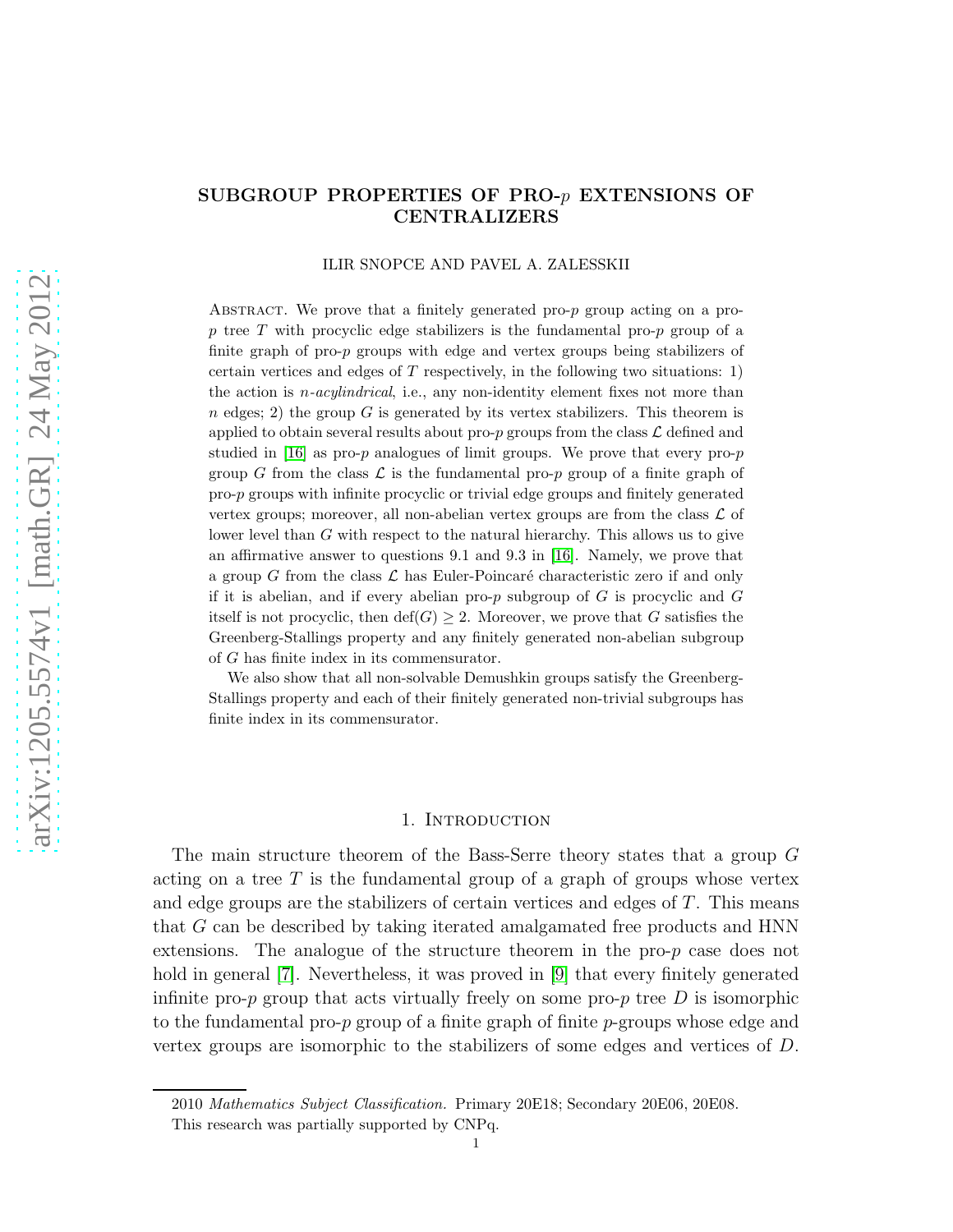# SUBGROUP PROPERTIES OF PRO-$p$ EXTENSIONS OF CENTRALIZERS

ILIR SNOPCE AND PAVEL A. ZALESSKII

Abstract. We prove that a finitely generated pro-$p$ group acting on a pro-$p$ tree $T$ with procyclic edge stabilizers is the fundamental pro-$p$ group of a finite graph of pro-$p$ groups with edge and vertex groups being stabilizers of certain vertices and edges of $T$ respectively, in the following two situations: 1) the action is *$n$-acylindrical*, i.e., any non-identity element fixes not more than $n$ edges; 2) the group $G$ is generated by its vertex stabilizers. This theorem is applied to obtain several results about pro-$p$ groups from the class $\mathcal{L}$ defined and studied in [16] as pro-$p$ analogues of limit groups. We prove that every pro-$p$ group $G$ from the class $\mathcal{L}$ is the fundamental pro-$p$ group of a finite graph of pro-$p$ groups with infinite procyclic or trivial edge groups and finitely generated vertex groups; moreover, all non-abelian vertex groups are from the class $\mathcal{L}$ of lower level than $G$ with respect to the natural hierarchy. This allows us to give an affirmative answer to questions 9.1 and 9.3 in [16]. Namely, we prove that a group $G$ from the class $\mathcal{L}$ has Euler-Poincaré characteristic zero if and only if it is abelian, and if every abelian pro-$p$ subgroup of $G$ is procyclic and $G$ itself is not procyclic, then $\mathrm{def}(G) \geq 2$. Moreover, we prove that $G$ satisfies the Greenberg-Stallings property and any finitely generated non-abelian subgroup of $G$ has finite index in its commensurator.

We also show that all non-solvable Demushkin groups satisfy the Greenberg-Stallings property and each of their finitely generated non-trivial subgroups has finite index in its commensurator.

## 1. Introduction

The main structure theorem of the Bass-Serre theory states that a group $G$ acting on a tree $T$ is the fundamental group of a graph of groups whose vertex and edge groups are the stabilizers of certain vertices and edges of $T$. This means that $G$ can be described by taking iterated amalgamated free products and HNN extensions. The analogue of the structure theorem in the pro-$p$ case does not hold in general [7]. Nevertheless, it was proved in [9] that every finitely generated infinite pro-$p$ group that acts virtually freely on some pro-$p$ tree $D$ is isomorphic to the fundamental pro-$p$ group of a finite graph of finite $p$-groups whose edge and vertex groups are isomorphic to the stabilizers of some edges and vertices of $D$.

2010 *Mathematics Subject Classification.* Primary 20E18; Secondary 20E06, 20E08.

This research was partially supported by CNPq.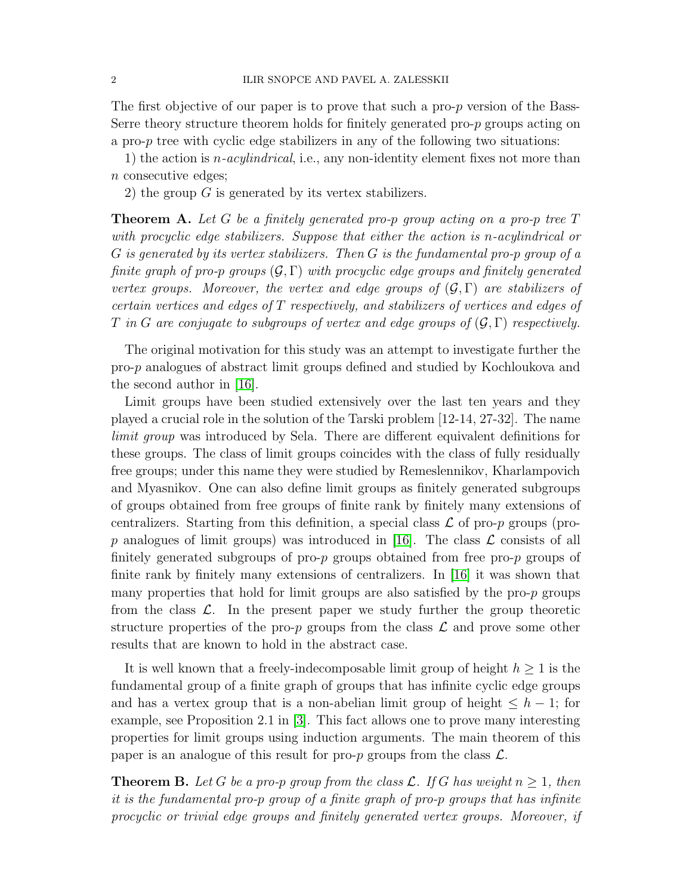The first objective of our paper is to prove that such a pro-$p$ version of the Bass-Serre theory structure theorem holds for finitely generated pro-$p$ groups acting on a pro-$p$ tree with cyclic edge stabilizers in any of the following two situations:

1) the action is $n$-*acylindrical*, i.e., any non-identity element fixes not more than $n$ consecutive edges;

2) the group $G$ is generated by its vertex stabilizers.

**Theorem A.** *Let $G$ be a finitely generated pro-$p$ group acting on a pro-$p$ tree $T$ with procyclic edge stabilizers. Suppose that either the action is $n$-acylindrical or $G$ is generated by its vertex stabilizers. Then $G$ is the fundamental pro-$p$ group of a finite graph of pro-$p$ groups $(\mathcal{G}, \Gamma)$ with procyclic edge groups and finitely generated vertex groups. Moreover, the vertex and edge groups of $(\mathcal{G}, \Gamma)$ are stabilizers of certain vertices and edges of $T$ respectively, and stabilizers of vertices and edges of $T$ in $G$ are conjugate to subgroups of vertex and edge groups of $(\mathcal{G}, \Gamma)$ respectively.*

The original motivation for this study was an attempt to investigate further the pro-$p$ analogues of abstract limit groups defined and studied by Kochloukova and the second author in [16].

Limit groups have been studied extensively over the last ten years and they played a crucial role in the solution of the Tarski problem [12-14, 27-32]. The name *limit group* was introduced by Sela. There are different equivalent definitions for these groups. The class of limit groups coincides with the class of fully residually free groups; under this name they were studied by Remeslennikov, Kharlampovich and Myasnikov. One can also define limit groups as finitely generated subgroups of groups obtained from free groups of finite rank by finitely many extensions of centralizers. Starting from this definition, a special class $\mathcal{L}$ of pro-$p$ groups (pro-$p$ analogues of limit groups) was introduced in [16]. The class $\mathcal{L}$ consists of all finitely generated subgroups of pro-$p$ groups obtained from free pro-$p$ groups of finite rank by finitely many extensions of centralizers. In [16] it was shown that many properties that hold for limit groups are also satisfied by the pro-$p$ groups from the class $\mathcal{L}$. In the present paper we study further the group theoretic structure properties of the pro-$p$ groups from the class $\mathcal{L}$ and prove some other results that are known to hold in the abstract case.

It is well known that a freely-indecomposable limit group of height $h \geq 1$ is the fundamental group of a finite graph of groups that has infinite cyclic edge groups and has a vertex group that is a non-abelian limit group of height $\leq h-1$; for example, see Proposition 2.1 in [3]. This fact allows one to prove many interesting properties for limit groups using induction arguments. The main theorem of this paper is an analogue of this result for pro-$p$ groups from the class $\mathcal{L}$.

**Theorem B.** *Let $G$ be a pro-$p$ group from the class $\mathcal{L}$. If $G$ has weight $n \geq 1$, then it is the fundamental pro-$p$ group of a finite graph of pro-$p$ groups that has infinite procyclic or trivial edge groups and finitely generated vertex groups. Moreover, if*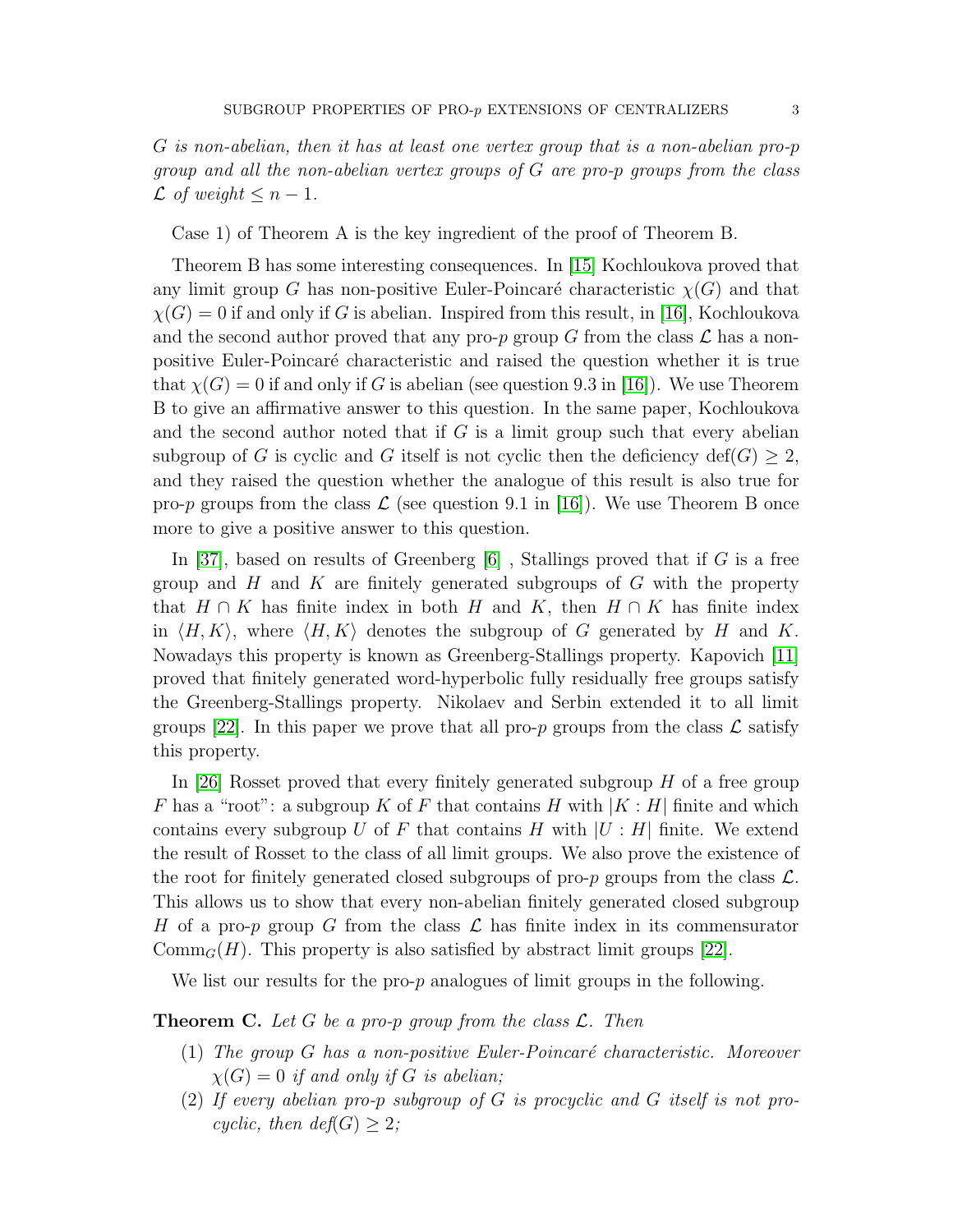*$G$ is non-abelian, then it has at least one vertex group that is a non-abelian pro-$p$ group and all the non-abelian vertex groups of $G$ are pro-$p$ groups from the class $\mathcal{L}$ of weight $\leq n-1$.*

Case 1) of Theorem A is the key ingredient of the proof of Theorem B.

Theorem B has some interesting consequences. In [15] Kochloukova proved that any limit group $G$ has non-positive Euler-Poincaré characteristic $\chi(G)$ and that $\chi(G) = 0$ if and only if $G$ is abelian. Inspired from this result, in [16], Kochloukova and the second author proved that any pro-$p$ group $G$ from the class $\mathcal{L}$ has a non-positive Euler-Poincaré characteristic and raised the question whether it is true that $\chi(G) = 0$ if and only if $G$ is abelian (see question 9.3 in [16]). We use Theorem B to give an affirmative answer to this question. In the same paper, Kochloukova and the second author noted that if $G$ is a limit group such that every abelian subgroup of $G$ is cyclic and $G$ itself is not cyclic then the deficiency $\mathrm{def}(G) \geq 2$, and they raised the question whether the analogue of this result is also true for pro-$p$ groups from the class $\mathcal{L}$ (see question 9.1 in [16]). We use Theorem B once more to give a positive answer to this question.

In [37], based on results of Greenberg [6] , Stallings proved that if $G$ is a free group and $H$ and $K$ are finitely generated subgroups of $G$ with the property that $H \cap K$ has finite index in both $H$ and $K$, then $H \cap K$ has finite index in $\langle H, K\rangle$, where $\langle H, K\rangle$ denotes the subgroup of $G$ generated by $H$ and $K$. Nowadays this property is known as Greenberg-Stallings property. Kapovich [11] proved that finitely generated word-hyperbolic fully residually free groups satisfy the Greenberg-Stallings property. Nikolaev and Serbin extended it to all limit groups [22]. In this paper we prove that all pro-$p$ groups from the class $\mathcal{L}$ satisfy this property.

In [26] Rosset proved that every finitely generated subgroup $H$ of a free group $F$ has a "root": a subgroup $K$ of $F$ that contains $H$ with $|K : H|$ finite and which contains every subgroup $U$ of $F$ that contains $H$ with $|U : H|$ finite. We extend the result of Rosset to the class of all limit groups. We also prove the existence of the root for finitely generated closed subgroups of pro-$p$ groups from the class $\mathcal{L}$. This allows us to show that every non-abelian finitely generated closed subgroup $H$ of a pro-$p$ group $G$ from the class $\mathcal{L}$ has finite index in its commensurator $\mathrm{Comm}_G(H)$. This property is also satisfied by abstract limit groups [22].

We list our results for the pro-$p$ analogues of limit groups in the following.

**Theorem C.** *Let $G$ be a pro-$p$ group from the class $\mathcal{L}$. Then*

1. *The group $G$ has a non-positive Euler-Poincaré characteristic. Moreover $\chi(G) = 0$ if and only if $G$ is abelian;*
2. *If every abelian pro-$p$ subgroup of $G$ is procyclic and $G$ itself is not procyclic, then $\mathrm{def}(G) \geq 2$;*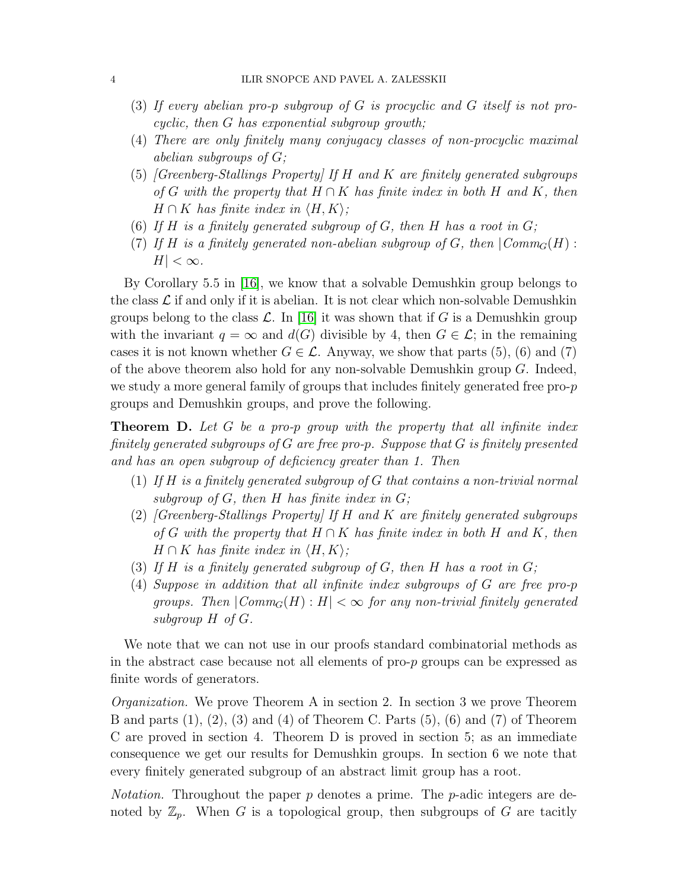(3) *If every abelian pro-p subgroup of G is procyclic and G itself is not procyclic, then G has exponential subgroup growth;*
(4) *There are only finitely many conjugacy classes of non-procyclic maximal abelian subgroups of G;*
(5) *[Greenberg-Stallings Property] If H and K are finitely generated subgroups of G with the property that $H \cap K$ has finite index in both H and K, then $H \cap K$ has finite index in $\langle H, K \rangle$;*
(6) *If H is a finitely generated subgroup of G, then H has a root in G;*
(7) *If H is a finitely generated non-abelian subgroup of G, then $|Comm_G(H) : H| < \infty$.*

By Corollary 5.5 in [16], we know that a solvable Demushkin group belongs to the class $\mathcal{L}$ if and only if it is abelian. It is not clear which non-solvable Demushkin groups belong to the class $\mathcal{L}$. In [16] it was shown that if $G$ is a Demushkin group with the invariant $q = \infty$ and $d(G)$ divisible by 4, then $G \in \mathcal{L}$; in the remaining cases it is not known whether $G \in \mathcal{L}$. Anyway, we show that parts (5), (6) and (7) of the above theorem also hold for any non-solvable Demushkin group $G$. Indeed, we study a more general family of groups that includes finitely generated free pro-$p$ groups and Demushkin groups, and prove the following.

**Theorem D.** *Let G be a pro-p group with the property that all infinite index finitely generated subgroups of G are free pro-p. Suppose that G is finitely presented and has an open subgroup of deficiency greater than 1. Then*

(1) *If H is a finitely generated subgroup of G that contains a non-trivial normal subgroup of G, then H has finite index in G;*
(2) *[Greenberg-Stallings Property] If H and K are finitely generated subgroups of G with the property that $H \cap K$ has finite index in both H and K, then $H \cap K$ has finite index in $\langle H, K \rangle$;*
(3) *If H is a finitely generated subgroup of G, then H has a root in G;*
(4) *Suppose in addition that all infinite index subgroups of G are free pro-p groups. Then $|Comm_G(H) : H| < \infty$ for any non-trivial finitely generated subgroup H of G.*

We note that we can not use in our proofs standard combinatorial methods as in the abstract case because not all elements of pro-$p$ groups can be expressed as finite words of generators.

*Organization.* We prove Theorem A in section 2. In section 3 we prove Theorem B and parts (1), (2), (3) and (4) of Theorem C. Parts (5), (6) and (7) of Theorem C are proved in section 4. Theorem D is proved in section 5; as an immediate consequence we get our results for Demushkin groups. In section 6 we note that every finitely generated subgroup of an abstract limit group has a root.

*Notation.* Throughout the paper $p$ denotes a prime. The $p$-adic integers are denoted by $\mathbb{Z}_p$. When $G$ is a topological group, then subgroups of $G$ are tacitly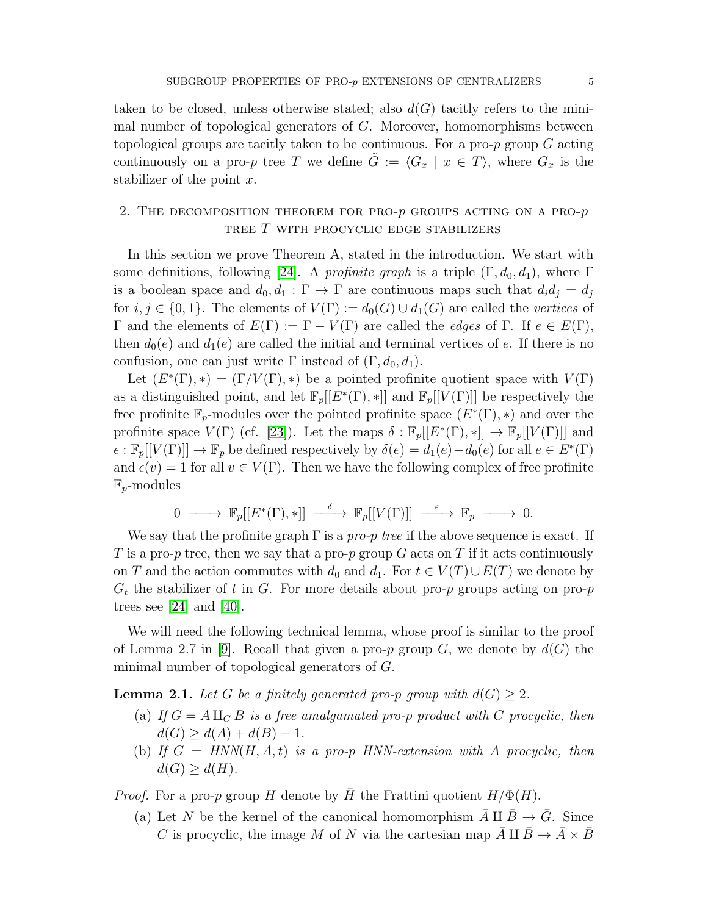taken to be closed, unless otherwise stated; also $d(G)$ tacitly refers to the minimal number of topological generators of $G$. Moreover, homomorphisms between topological groups are tacitly taken to be continuous. For a pro-$p$ group $G$ acting continuously on a pro-$p$ tree $T$ we define $\tilde{G} := \langle G_x \mid x \in T \rangle$, where $G_x$ is the stabilizer of the point $x$.

## 2. The decomposition theorem for pro-$p$ groups acting on a pro-$p$ tree $T$ with procyclic edge stabilizers

In this section we prove Theorem A, stated in the introduction. We start with some definitions, following [24]. A *profinite graph* is a triple $(\Gamma, d_0, d_1)$, where $\Gamma$ is a boolean space and $d_0, d_1 : \Gamma \to \Gamma$ are continuous maps such that $d_i d_j = d_j$ for $i, j \in \{0, 1\}$. The elements of $V(\Gamma) := d_0(G) \cup d_1(G)$ are called the *vertices* of $\Gamma$ and the elements of $E(\Gamma) := \Gamma - V(\Gamma)$ are called the *edges* of $\Gamma$. If $e \in E(\Gamma)$, then $d_0(e)$ and $d_1(e)$ are called the initial and terminal vertices of $e$. If there is no confusion, one can just write $\Gamma$ instead of $(\Gamma, d_0, d_1)$.

Let $(E^*(\Gamma), *) = (\Gamma/V(\Gamma), *)$ be a pointed profinite quotient space with $V(\Gamma)$ as a distinguished point, and let $\mathbb{F}_p[[E^*(\Gamma), *]]$ and $\mathbb{F}_p[[V(\Gamma)]]$ be respectively the free profinite $\mathbb{F}_p$-modules over the pointed profinite space $(E^*(\Gamma), *)$ and over the profinite space $V(\Gamma)$ (cf. [23]). Let the maps $\delta : \mathbb{F}_p[[E^*(\Gamma), *]] \to \mathbb{F}_p[[V(\Gamma)]]$ and $\epsilon : \mathbb{F}_p[[V(\Gamma)]] \to \mathbb{F}_p$ be defined respectively by $\delta(e) = d_1(e) - d_0(e)$ for all $e \in E^*(\Gamma)$ and $\epsilon(v) = 1$ for all $v \in V(\Gamma)$. Then we have the following complex of free profinite $\mathbb{F}_p$-modules

$$0 \longrightarrow \mathbb{F}_p[[E^*(\Gamma), *]] \xrightarrow{\ \delta\ } \mathbb{F}_p[[V(\Gamma)]] \xrightarrow{\ \epsilon\ } \mathbb{F}_p \longrightarrow 0.$$

We say that the profinite graph $\Gamma$ is a *pro-$p$ tree* if the above sequence is exact. If $T$ is a pro-$p$ tree, then we say that a pro-$p$ group $G$ acts on $T$ if it acts continuously on $T$ and the action commutes with $d_0$ and $d_1$. For $t \in V(T) \cup E(T)$ we denote by $G_t$ the stabilizer of $t$ in $G$. For more details about pro-$p$ groups acting on pro-$p$ trees see [24] and [40].

We will need the following technical lemma, whose proof is similar to the proof of Lemma 2.7 in [9]. Recall that given a pro-$p$ group $G$, we denote by $d(G)$ the minimal number of topological generators of $G$.

**Lemma 2.1.** *Let $G$ be a finitely generated pro-$p$ group with $d(G) \geq 2$.*

- (a) *If $G = A \amalg_C B$ is a free amalgamated pro-$p$ product with $C$ procyclic, then $d(G) \geq d(A) + d(B) - 1$.*
- (b) *If $G = HNN(H, A, t)$ is a pro-$p$ HNN-extension with $A$ procyclic, then $d(G) \geq d(H)$.*

*Proof.* For a pro-$p$ group $H$ denote by $\bar{H}$ the Frattini quotient $H/\Phi(H)$.

- (a) Let $N$ be the kernel of the canonical homomorphism $\bar{A} \amalg \bar{B} \to \bar{G}$. Since $C$ is procyclic, the image $M$ of $N$ via the cartesian map $\bar{A} \amalg \bar{B} \to \bar{A} \times \bar{B}$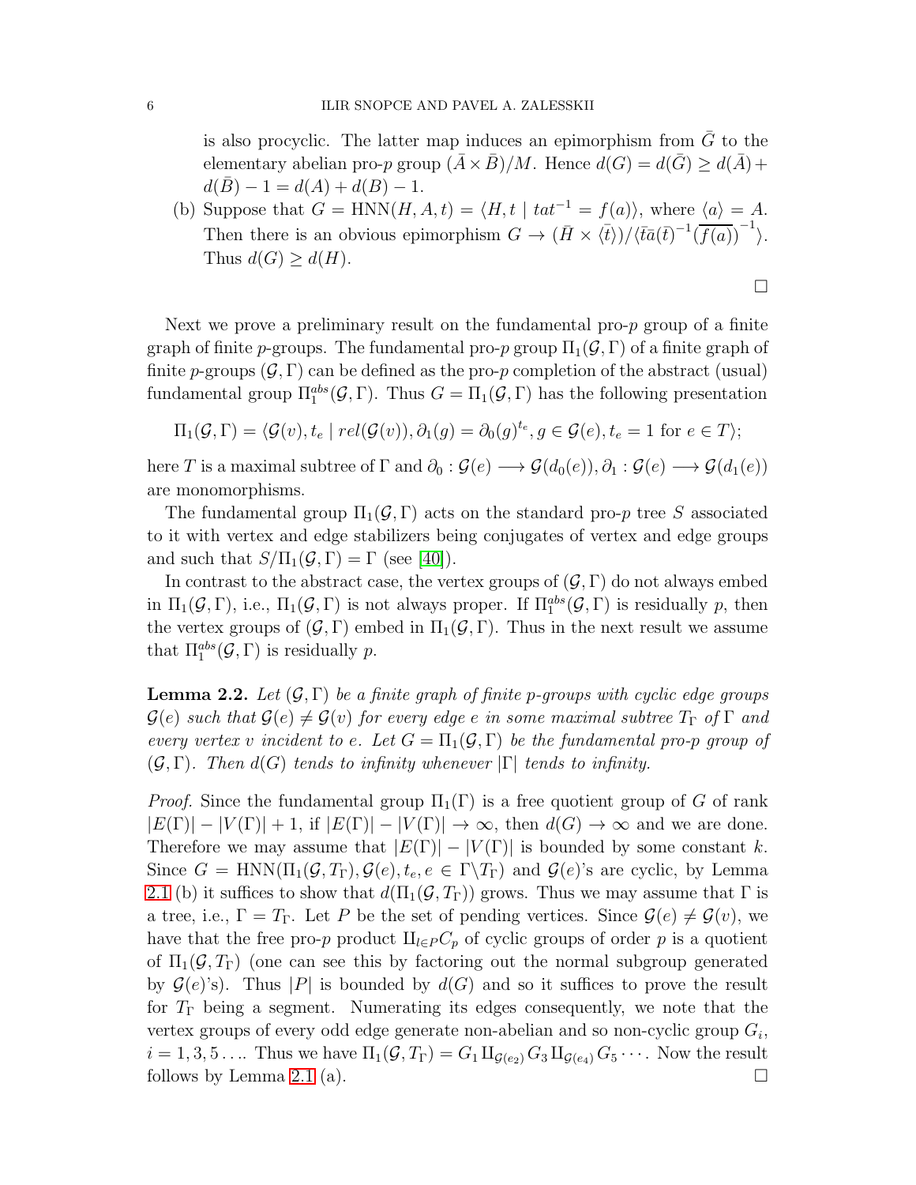is also procyclic. The latter map induces an epimorphism from $\bar{G}$ to the elementary abelian pro-$p$ group $(\bar{A}\times\bar{B})/M$. Hence $d(G)=d(\bar{G})\geq d(\bar{A})+d(\bar{B})-1=d(A)+d(B)-1$.

(b) Suppose that $G=\mathrm{HNN}(H,A,t)=\langle H,t\mid tat^{-1}=f(a)\rangle$, where $\langle a\rangle=A$. Then there is an obvious epimorphism $G\to(\bar{H}\times\langle\bar{t}\rangle)/\langle\bar{t}\bar{a}(\bar{t})^{-1}\left(\overline{f(a)}\right)^{-1}\rangle$. Thus $d(G)\geq d(H)$.

□

Next we prove a preliminary result on the fundamental pro-$p$ group of a finite graph of finite $p$-groups. The fundamental pro-$p$ group $\Pi_1(\mathcal{G},\Gamma)$ of a finite graph of finite $p$-groups $(\mathcal{G},\Gamma)$ can be defined as the pro-$p$ completion of the abstract (usual) fundamental group $\Pi_1^{abs}(\mathcal{G},\Gamma)$. Thus $G=\Pi_1(\mathcal{G},\Gamma)$ has the following presentation

$$\Pi_1(\mathcal{G},\Gamma)=\langle\mathcal{G}(v),t_e\mid rel(\mathcal{G}(v)),\partial_1(g)=\partial_0(g)^{t_e},g\in\mathcal{G}(e),t_e=1\text{ for }e\in T\rangle;$$

here $T$ is a maximal subtree of $\Gamma$ and $\partial_0:\mathcal{G}(e)\longrightarrow\mathcal{G}(d_0(e)),\partial_1:\mathcal{G}(e)\longrightarrow\mathcal{G}(d_1(e))$ are monomorphisms.

The fundamental group $\Pi_1(\mathcal{G},\Gamma)$ acts on the standard pro-$p$ tree $S$ associated to it with vertex and edge stabilizers being conjugates of vertex and edge groups and such that $S/\Pi_1(\mathcal{G},\Gamma)=\Gamma$ (see [40]).

In contrast to the abstract case, the vertex groups of $(\mathcal{G},\Gamma)$ do not always embed in $\Pi_1(\mathcal{G},\Gamma)$, i.e., $\Pi_1(\mathcal{G},\Gamma)$ is not always proper. If $\Pi_1^{abs}(\mathcal{G},\Gamma)$ is residually $p$, then the vertex groups of $(\mathcal{G},\Gamma)$ embed in $\Pi_1(\mathcal{G},\Gamma)$. Thus in the next result we assume that $\Pi_1^{abs}(\mathcal{G},\Gamma)$ is residually $p$.

**Lemma 2.2.** *Let $(\mathcal{G},\Gamma)$ be a finite graph of finite $p$-groups with cyclic edge groups $\mathcal{G}(e)$ such that $\mathcal{G}(e)\neq\mathcal{G}(v)$ for every edge $e$ in some maximal subtree $T_\Gamma$ of $\Gamma$ and every vertex $v$ incident to $e$. Let $G=\Pi_1(\mathcal{G},\Gamma)$ be the fundamental pro-$p$ group of $(\mathcal{G},\Gamma)$. Then $d(G)$ tends to infinity whenever $|\Gamma|$ tends to infinity.*

*Proof.* Since the fundamental group $\Pi_1(\Gamma)$ is a free quotient group of $G$ of rank $|E(\Gamma)|-|V(\Gamma)|+1$, if $|E(\Gamma)|-|V(\Gamma)|\to\infty$, then $d(G)\to\infty$ and we are done. Therefore we may assume that $|E(\Gamma)|-|V(\Gamma)|$ is bounded by some constant $k$. Since $G=\mathrm{HNN}(\Pi_1(\mathcal{G},T_\Gamma),\mathcal{G}(e),t_e,e\in\Gamma\setminus T_\Gamma)$ and $\mathcal{G}(e)$'s are cyclic, by Lemma 2.1 (b) it suffices to show that $d(\Pi_1(\mathcal{G},T_\Gamma))$ grows. Thus we may assume that $\Gamma$ is a tree, i.e., $\Gamma=T_\Gamma$. Let $P$ be the set of pending vertices. Since $\mathcal{G}(e)\neq\mathcal{G}(v)$, we have that the free pro-$p$ product $\amalg_{l\in P}C_p$ of cyclic groups of order $p$ is a quotient of $\Pi_1(\mathcal{G},T_\Gamma)$ (one can see this by factoring out the normal subgroup generated by $\mathcal{G}(e)$'s). Thus $|P|$ is bounded by $d(G)$ and so it suffices to prove the result for $T_\Gamma$ being a segment. Numerating its edges consequently, we note that the vertex groups of every odd edge generate non-abelian and so non-cyclic group $G_i$, $i=1,3,5\ldots$. Thus we have $\Pi_1(\mathcal{G},T_\Gamma)=G_1\amalg_{\mathcal{G}(e_2)}G_3\amalg_{\mathcal{G}(e_4)}G_5\cdots$. Now the result follows by Lemma 2.1 (a). □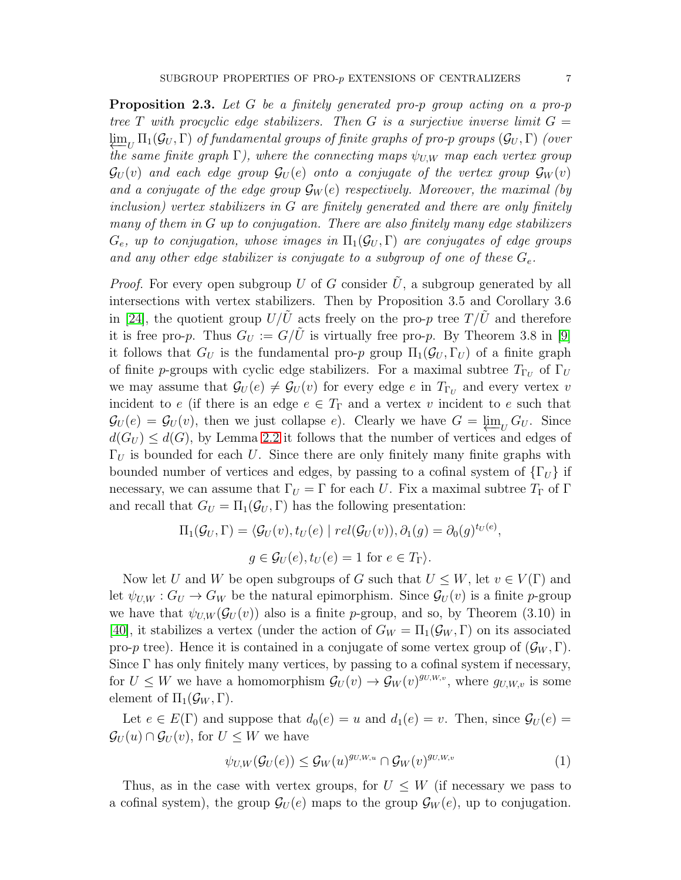**Proposition 2.3.** *Let $G$ be a finitely generated pro-$p$ group acting on a pro-$p$ tree $T$ with procyclic edge stabilizers. Then $G$ is a surjective inverse limit $G = \varprojlim_U \Pi_1(\mathcal{G}_U, \Gamma)$ of fundamental groups of finite graphs of pro-$p$ groups $(\mathcal{G}_U, \Gamma)$ (over the same finite graph $\Gamma$), where the connecting maps $\psi_{U,W}$ map each vertex group $\mathcal{G}_U(v)$ and each edge group $\mathcal{G}_U(e)$ onto a conjugate of the vertex group $\mathcal{G}_W(v)$ and a conjugate of the edge group $\mathcal{G}_W(e)$ respectively. Moreover, the maximal (by inclusion) vertex stabilizers in $G$ are finitely generated and there are only finitely many of them in $G$ up to conjugation. There are also finitely many edge stabilizers $G_e$, up to conjugation, whose images in $\Pi_1(\mathcal{G}_U, \Gamma)$ are conjugates of edge groups and any other edge stabilizer is conjugate to a subgroup of one of these $G_e$.*

*Proof.* For every open subgroup $U$ of $G$ consider $\tilde{U}$, a subgroup generated by all intersections with vertex stabilizers. Then by Proposition 3.5 and Corollary 3.6 in [24], the quotient group $U/\tilde{U}$ acts freely on the pro-$p$ tree $T/\tilde{U}$ and therefore it is free pro-$p$. Thus $G_U := G/\tilde{U}$ is virtually free pro-$p$. By Theorem 3.8 in [9] it follows that $G_U$ is the fundamental pro-$p$ group $\Pi_1(\mathcal{G}_U, \Gamma_U)$ of a finite graph of finite $p$-groups with cyclic edge stabilizers. For a maximal subtree $T_{\Gamma_U}$ of $\Gamma_U$ we may assume that $\mathcal{G}_U(e) \neq \mathcal{G}_U(v)$ for every edge $e$ in $T_{\Gamma_U}$ and every vertex $v$ incident to $e$ (if there is an edge $e \in T_\Gamma$ and a vertex $v$ incident to $e$ such that $\mathcal{G}_U(e) = \mathcal{G}_U(v)$, then we just collapse $e$). Clearly we have $G = \varprojlim_U G_U$. Since $d(G_U) \leq d(G)$, by Lemma 2.2 it follows that the number of vertices and edges of $\Gamma_U$ is bounded for each $U$. Since there are only finitely many finite graphs with bounded number of vertices and edges, by passing to a cofinal system of $\{\Gamma_U\}$ if necessary, we can assume that $\Gamma_U = \Gamma$ for each $U$. Fix a maximal subtree $T_\Gamma$ of $\Gamma$ and recall that $G_U = \Pi_1(\mathcal{G}_U, \Gamma)$ has the following presentation:

$$\Pi_1(\mathcal{G}_U, \Gamma) = \langle \mathcal{G}_U(v), t_U(e) \mid rel(\mathcal{G}_U(v)), \partial_1(g) = \partial_0(g)^{t_U(e)},$$
$$g \in \mathcal{G}_U(e), t_U(e) = 1 \text{ for } e \in T_\Gamma \rangle.$$

Now let $U$ and $W$ be open subgroups of $G$ such that $U \leq W$, let $v \in V(\Gamma)$ and let $\psi_{U,W} : G_U \to G_W$ be the natural epimorphism. Since $\mathcal{G}_U(v)$ is a finite $p$-group we have that $\psi_{U,W}(\mathcal{G}_U(v))$ also is a finite $p$-group, and so, by Theorem (3.10) in [40], it stabilizes a vertex (under the action of $G_W = \Pi_1(\mathcal{G}_W, \Gamma)$ on its associated pro-$p$ tree). Hence it is contained in a conjugate of some vertex group of $(\mathcal{G}_W, \Gamma)$. Since $\Gamma$ has only finitely many vertices, by passing to a cofinal system if necessary, for $U \leq W$ we have a homomorphism $\mathcal{G}_U(v) \to \mathcal{G}_W(v)^{g_{U,W,v}}$, where $g_{U,W,v}$ is some element of $\Pi_1(\mathcal{G}_W, \Gamma)$.

Let $e \in E(\Gamma)$ and suppose that $d_0(e) = u$ and $d_1(e) = v$. Then, since $\mathcal{G}_U(e) = \mathcal{G}_U(u) \cap \mathcal{G}_U(v)$, for $U \leq W$ we have

$$\psi_{U,W}(\mathcal{G}_U(e)) \leq \mathcal{G}_W(u)^{g_{U,W,u}} \cap \mathcal{G}_W(v)^{g_{U,W,v}} \tag{1}$$

Thus, as in the case with vertex groups, for $U \leq W$ (if necessary we pass to a cofinal system), the group $\mathcal{G}_U(e)$ maps to the group $\mathcal{G}_W(e)$, up to conjugation.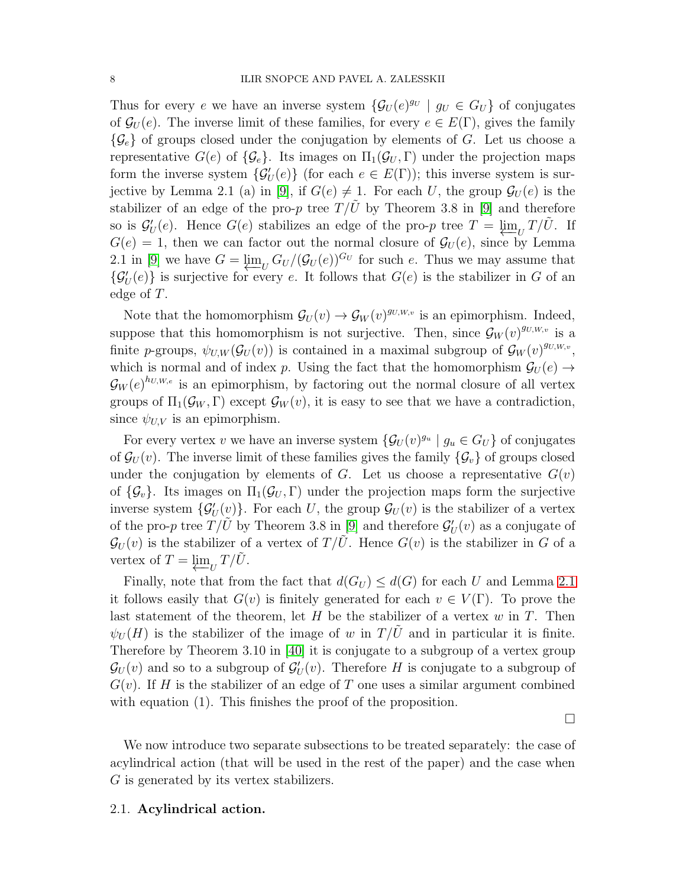Thus for every $e$ we have an inverse system $\{\mathcal{G}_U(e)^{g_U} \mid g_U \in G_U\}$ of conjugates of $\mathcal{G}_U(e)$. The inverse limit of these families, for every $e \in E(\Gamma)$, gives the family $\{\mathcal{G}_e\}$ of groups closed under the conjugation by elements of $G$. Let us choose a representative $G(e)$ of $\{\mathcal{G}_e\}$. Its images on $\Pi_1(\mathcal{G}_U, \Gamma)$ under the projection maps form the inverse system $\{\mathcal{G}'_U(e)\}$ (for each $e \in E(\Gamma)$); this inverse system is surjective by Lemma 2.1 (a) in [9], if $G(e) \neq 1$. For each $U$, the group $\mathcal{G}_U(e)$ is the stabilizer of an edge of the pro-$p$ tree $T/\tilde{U}$ by Theorem 3.8 in [9] and therefore so is $\mathcal{G}'_U(e)$. Hence $G(e)$ stabilizes an edge of the pro-$p$ tree $T = \varprojlim_U T/\tilde{U}$. If $G(e) = 1$, then we can factor out the normal closure of $\mathcal{G}_U(e)$, since by Lemma 2.1 in [9] we have $G = \varprojlim_U G_U/(\mathcal{G}_U(e))^{G_U}$ for such $e$. Thus we may assume that $\{\mathcal{G}'_U(e)\}$ is surjective for every $e$. It follows that $G(e)$ is the stabilizer in $G$ of an edge of $T$.

Note that the homomorphism $\mathcal{G}_U(v) \to \mathcal{G}_W(v)^{g_{U,W,v}}$ is an epimorphism. Indeed, suppose that this homomorphism is not surjective. Then, since $\mathcal{G}_W(v)^{g_{U,W,v}}$ is a finite $p$-groups, $\psi_{U,W}(\mathcal{G}_U(v))$ is contained in a maximal subgroup of $\mathcal{G}_W(v)^{g_{U,W,v}}$, which is normal and of index $p$. Using the fact that the homomorphism $\mathcal{G}_U(e) \to \mathcal{G}_W(e)^{h_{U,W,e}}$ is an epimorphism, by factoring out the normal closure of all vertex groups of $\Pi_1(\mathcal{G}_W, \Gamma)$ except $\mathcal{G}_W(v)$, it is easy to see that we have a contradiction, since $\psi_{U,V}$ is an epimorphism.

For every vertex $v$ we have an inverse system $\{\mathcal{G}_U(v)^{g_u} \mid g_u \in G_U\}$ of conjugates of $\mathcal{G}_U(v)$. The inverse limit of these families gives the family $\{\mathcal{G}_v\}$ of groups closed under the conjugation by elements of $G$. Let us choose a representative $G(v)$ of $\{\mathcal{G}_v\}$. Its images on $\Pi_1(\mathcal{G}_U, \Gamma)$ under the projection maps form the surjective inverse system $\{\mathcal{G}'_U(v)\}$. For each $U$, the group $\mathcal{G}_U(v)$ is the stabilizer of a vertex of the pro-$p$ tree $T/\tilde{U}$ by Theorem 3.8 in [9] and therefore $\mathcal{G}'_U(v)$ as a conjugate of $\mathcal{G}_U(v)$ is the stabilizer of a vertex of $T/\tilde{U}$. Hence $G(v)$ is the stabilizer in $G$ of a vertex of $T = \varprojlim_U T/\tilde{U}$.

Finally, note that from the fact that $d(G_U) \leq d(G)$ for each $U$ and Lemma 2.1 it follows easily that $G(v)$ is finitely generated for each $v \in V(\Gamma)$. To prove the last statement of the theorem, let $H$ be the stabilizer of a vertex $w$ in $T$. Then $\psi_U(H)$ is the stabilizer of the image of $w$ in $T/\tilde{U}$ and in particular it is finite. Therefore by Theorem 3.10 in [40] it is conjugate to a subgroup of a vertex group $\mathcal{G}_U(v)$ and so to a subgroup of $\mathcal{G}'_U(v)$. Therefore $H$ is conjugate to a subgroup of $G(v)$. If $H$ is the stabilizer of an edge of $T$ one uses a similar argument combined with equation (1). This finishes the proof of the proposition.

□

We now introduce two separate subsections to be treated separately: the case of acylindrical action (that will be used in the rest of the paper) and the case when $G$ is generated by its vertex stabilizers.

### 2.1. **Acylindrical action.**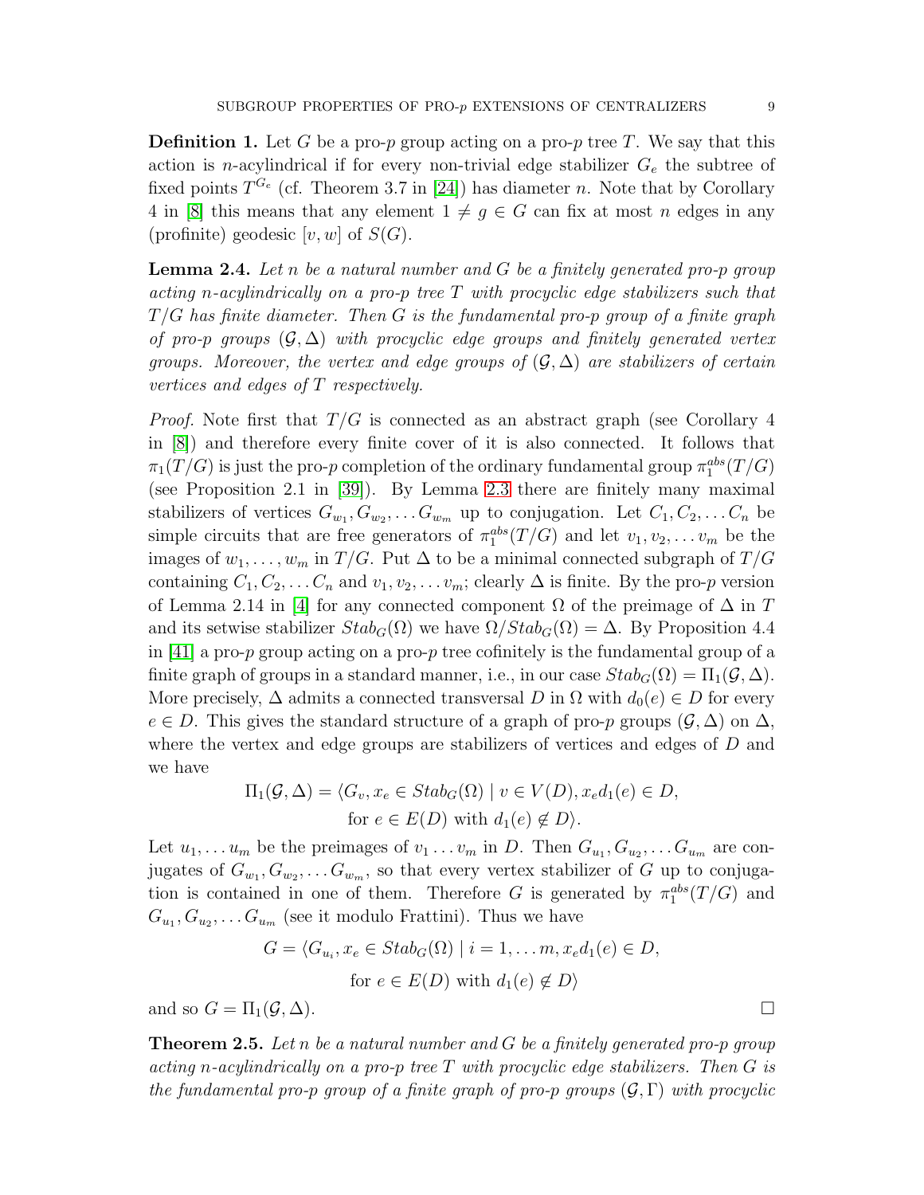**Definition 1.** Let $G$ be a pro-$p$ group acting on a pro-$p$ tree $T$. We say that this action is $n$-acylindrical if for every non-trivial edge stabilizer $G_e$ the subtree of fixed points $T^{G_e}$ (cf. Theorem 3.7 in [24]) has diameter $n$. Note that by Corollary 4 in [8] this means that any element $1 \neq g \in G$ can fix at most $n$ edges in any (profinite) geodesic $[v, w]$ of $S(G)$.

**Lemma 2.4.** *Let $n$ be a natural number and $G$ be a finitely generated pro-$p$ group acting $n$-acylindrically on a pro-$p$ tree $T$ with procyclic edge stabilizers such that $T/G$ has finite diameter. Then $G$ is the fundamental pro-$p$ group of a finite graph of pro-$p$ groups $(\mathcal{G}, \Delta)$ with procyclic edge groups and finitely generated vertex groups. Moreover, the vertex and edge groups of $(\mathcal{G}, \Delta)$ are stabilizers of certain vertices and edges of $T$ respectively.*

*Proof.* Note first that $T/G$ is connected as an abstract graph (see Corollary 4 in [8]) and therefore every finite cover of it is also connected. It follows that $\pi_1(T/G)$ is just the pro-$p$ completion of the ordinary fundamental group $\pi_1^{abs}(T/G)$ (see Proposition 2.1 in [39]). By Lemma 2.3 there are finitely many maximal stabilizers of vertices $G_{w_1}, G_{w_2}, \ldots G_{w_m}$ up to conjugation. Let $C_1, C_2, \ldots C_n$ be simple circuits that are free generators of $\pi_1^{abs}(T/G)$ and let $v_1, v_2, \ldots v_m$ be the images of $w_1, \ldots, w_m$ in $T/G$. Put $\Delta$ to be a minimal connected subgraph of $T/G$ containing $C_1, C_2, \ldots C_n$ and $v_1, v_2, \ldots v_m$; clearly $\Delta$ is finite. By the pro-$p$ version of Lemma 2.14 in [4] for any connected component $\Omega$ of the preimage of $\Delta$ in $T$ and its setwise stabilizer $Stab_G(\Omega)$ we have $\Omega/Stab_G(\Omega) = \Delta$. By Proposition 4.4 in [41] a pro-$p$ group acting on a pro-$p$ tree cofinitely is the fundamental group of a finite graph of groups in a standard manner, i.e., in our case $Stab_G(\Omega) = \Pi_1(\mathcal{G}, \Delta)$. More precisely, $\Delta$ admits a connected transversal $D$ in $\Omega$ with $d_0(e) \in D$ for every $e \in D$. This gives the standard structure of a graph of pro-$p$ groups $(\mathcal{G}, \Delta)$ on $\Delta$, where the vertex and edge groups are stabilizers of vertices and edges of $D$ and we have

$$\Pi_1(\mathcal{G}, \Delta) = \langle G_v, x_e \in Stab_G(\Omega) \mid v \in V(D), x_e d_1(e) \in D, \\ \text{for } e \in E(D) \text{ with } d_1(e) \notin D \rangle.$$

Let $u_1, \ldots u_m$ be the preimages of $v_1 \ldots v_m$ in $D$. Then $G_{u_1}, G_{u_2}, \ldots G_{u_m}$ are conjugates of $G_{w_1}, G_{w_2}, \ldots G_{w_m}$, so that every vertex stabilizer of $G$ up to conjugation is contained in one of them. Therefore $G$ is generated by $\pi_1^{abs}(T/G)$ and $G_{u_1}, G_{u_2}, \ldots G_{u_m}$ (see it modulo Frattini). Thus we have

$$G = \langle G_{u_i}, x_e \in Stab_G(\Omega) \mid i = 1, \ldots m, x_e d_1(e) \in D, \\ \text{for } e \in E(D) \text{ with } d_1(e) \notin D \rangle$$

and so $G = \Pi_1(\mathcal{G}, \Delta)$. $\square$

**Theorem 2.5.** *Let $n$ be a natural number and $G$ be a finitely generated pro-$p$ group acting $n$-acylindrically on a pro-$p$ tree $T$ with procyclic edge stabilizers. Then $G$ is the fundamental pro-$p$ group of a finite graph of pro-$p$ groups $(\mathcal{G}, \Gamma)$ with procyclic*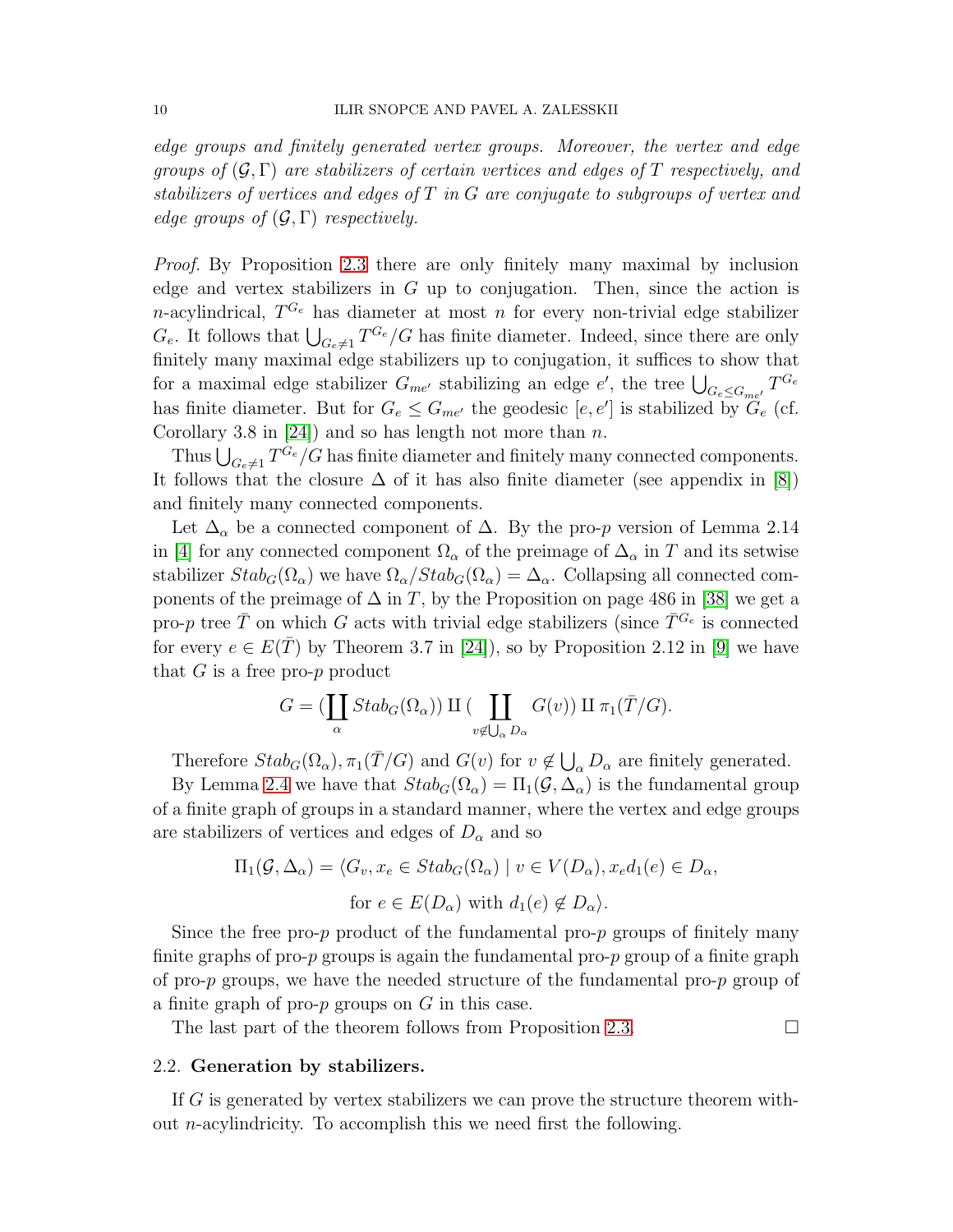*edge groups and finitely generated vertex groups. Moreover, the vertex and edge groups of $(\mathcal{G}, \Gamma)$ are stabilizers of certain vertices and edges of $T$ respectively, and stabilizers of vertices and edges of $T$ in $G$ are conjugate to subgroups of vertex and edge groups of $(\mathcal{G}, \Gamma)$ respectively.*

*Proof.* By Proposition 2.3 there are only finitely many maximal by inclusion edge and vertex stabilizers in $G$ up to conjugation. Then, since the action is $n$-acylindrical, $T^{G_e}$ has diameter at most $n$ for every non-trivial edge stabilizer $G_e$. It follows that $\bigcup_{G_e \neq 1} T^{G_e}/G$ has finite diameter. Indeed, since there are only finitely many maximal edge stabilizers up to conjugation, it suffices to show that for a maximal edge stabilizer $G_{me'}$ stabilizing an edge $e'$, the tree $\bigcup_{G_e \leq G_{me'}} T^{G_e}$ has finite diameter. But for $G_e \leq G_{me'}$ the geodesic $[e, e']$ is stabilized by $G_e$ (cf. Corollary 3.8 in [24]) and so has length not more than $n$.

Thus $\bigcup_{G_e \neq 1} T^{G_e}/G$ has finite diameter and finitely many connected components. It follows that the closure $\Delta$ of it has also finite diameter (see appendix in [8]) and finitely many connected components.

Let $\Delta_\alpha$ be a connected component of $\Delta$. By the pro-$p$ version of Lemma 2.14 in [4] for any connected component $\Omega_\alpha$ of the preimage of $\Delta_\alpha$ in $T$ and its setwise stabilizer $Stab_G(\Omega_\alpha)$ we have $\Omega_\alpha/Stab_G(\Omega_\alpha) = \Delta_\alpha$. Collapsing all connected components of the preimage of $\Delta$ in $T$, by the Proposition on page 486 in [38] we get a pro-$p$ tree $\bar{T}$ on which $G$ acts with trivial edge stabilizers (since $\bar{T}^{G_e}$ is connected for every $e \in E(\bar{T})$ by Theorem 3.7 in [24]), so by Proposition 2.12 in [9] we have that $G$ is a free pro-$p$ product

$$G = (\coprod_{\alpha} Stab_G(\Omega_\alpha)) \amalg (\coprod_{v \notin \bigcup_\alpha D_\alpha} G(v)) \amalg \pi_1(\bar{T}/G).$$

Therefore $Stab_G(\Omega_\alpha), \pi_1(\bar{T}/G)$ and $G(v)$ for $v \notin \bigcup_\alpha D_\alpha$ are finitely generated.

By Lemma 2.4 we have that $Stab_G(\Omega_\alpha) = \Pi_1(\mathcal{G}, \Delta_\alpha)$ is the fundamental group of a finite graph of groups in a standard manner, where the vertex and edge groups are stabilizers of vertices and edges of $D_\alpha$ and so

$$\Pi_1(\mathcal{G}, \Delta_\alpha) = \langle G_v, x_e \in Stab_G(\Omega_\alpha) \mid v \in V(D_\alpha), x_e d_1(e) \in D_\alpha,$$
$$\text{for } e \in E(D_\alpha) \text{ with } d_1(e) \notin D_\alpha \rangle.$$

Since the free pro-$p$ product of the fundamental pro-$p$ groups of finitely many finite graphs of pro-$p$ groups is again the fundamental pro-$p$ group of a finite graph of pro-$p$ groups, we have the needed structure of the fundamental pro-$p$ group of a finite graph of pro-$p$ groups on $G$ in this case.

The last part of the theorem follows from Proposition 2.3. □

### 2.2. Generation by stabilizers.

If $G$ is generated by vertex stabilizers we can prove the structure theorem without $n$-acylindricity. To accomplish this we need first the following.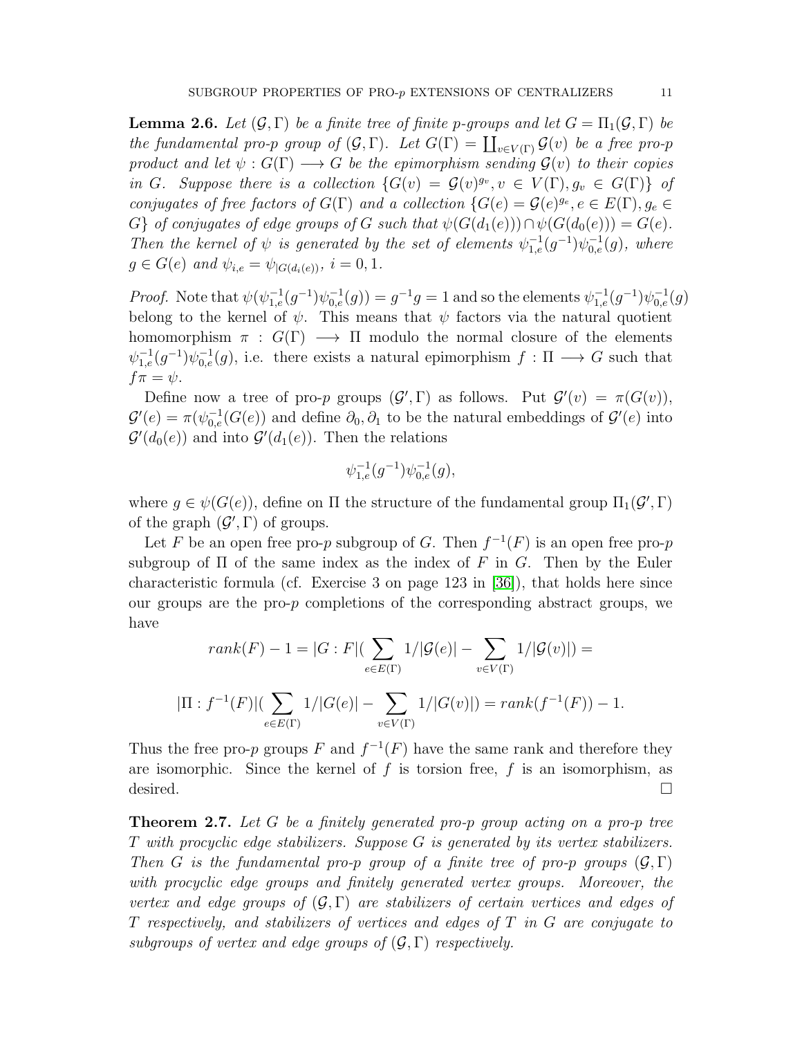**Lemma 2.6.** *Let $(\mathcal{G}, \Gamma)$ be a finite tree of finite $p$-groups and let $G = \Pi_1(\mathcal{G}, \Gamma)$ be the fundamental pro-$p$ group of $(\mathcal{G}, \Gamma)$. Let $G(\Gamma) = \coprod_{v \in V(\Gamma)} \mathcal{G}(v)$ be a free pro-$p$ product and let $\psi : G(\Gamma) \longrightarrow G$ be the epimorphism sending $\mathcal{G}(v)$ to their copies in $G$. Suppose there is a collection $\{G(v) = \mathcal{G}(v)^{g_v}, v \in V(\Gamma), g_v \in G(\Gamma)\}$ of conjugates of free factors of $G(\Gamma)$ and a collection $\{G(e) = \mathcal{G}(e)^{g_e}, e \in E(\Gamma), g_e \in G\}$ of conjugates of edge groups of $G$ such that $\psi(G(d_1(e))) \cap \psi(G(d_0(e))) = G(e)$. Then the kernel of $\psi$ is generated by the set of elements $\psi_{1,e}^{-1}(g^{-1})\psi_{0,e}^{-1}(g)$, where $g \in G(e)$ and $\psi_{i,e} = \psi_{|G(d_i(e))}$, $i = 0, 1$.*

*Proof.* Note that $\psi(\psi_{1,e}^{-1}(g^{-1})\psi_{0,e}^{-1}(g)) = g^{-1}g = 1$ and so the elements $\psi_{1,e}^{-1}(g^{-1})\psi_{0,e}^{-1}(g)$ belong to the kernel of $\psi$. This means that $\psi$ factors via the natural quotient homomorphism $\pi : G(\Gamma) \longrightarrow \Pi$ modulo the normal closure of the elements $\psi_{1,e}^{-1}(g^{-1})\psi_{0,e}^{-1}(g)$, i.e. there exists a natural epimorphism $f : \Pi \longrightarrow G$ such that $f\pi = \psi$.

Define now a tree of pro-$p$ groups $(\mathcal{G}', \Gamma)$ as follows. Put $\mathcal{G}'(v) = \pi(G(v))$, $\mathcal{G}'(e) = \pi(\psi_{0,e}^{-1}(G(e))$ and define $\partial_0, \partial_1$ to be the natural embeddings of $\mathcal{G}'(e)$ into $\mathcal{G}'(d_0(e))$ and into $\mathcal{G}'(d_1(e))$. Then the relations

$$\psi_{1,e}^{-1}(g^{-1})\psi_{0,e}^{-1}(g),$$

where $g \in \psi(G(e))$, define on $\Pi$ the structure of the fundamental group $\Pi_1(\mathcal{G}', \Gamma)$ of the graph $(\mathcal{G}', \Gamma)$ of groups.

Let $F$ be an open free pro-$p$ subgroup of $G$. Then $f^{-1}(F)$ is an open free pro-$p$ subgroup of $\Pi$ of the same index as the index of $F$ in $G$. Then by the Euler characteristic formula (cf. Exercise 3 on page 123 in [36]), that holds here since our groups are the pro-$p$ completions of the corresponding abstract groups, we have

$$rank(F) - 1 = |G : F|(\sum_{e \in E(\Gamma)} 1/|\mathcal{G}(e)| - \sum_{v \in V(\Gamma)} 1/|\mathcal{G}(v)|) =$$

$$|\Pi : f^{-1}(F)|(\sum_{e \in E(\Gamma)} 1/|G(e)| - \sum_{v \in V(\Gamma)} 1/|G(v)|) = rank(f^{-1}(F)) - 1.$$

Thus the free pro-$p$ groups $F$ and $f^{-1}(F)$ have the same rank and therefore they are isomorphic. Since the kernel of $f$ is torsion free, $f$ is an isomorphism, as desired. $\square$

**Theorem 2.7.** *Let $G$ be a finitely generated pro-$p$ group acting on a pro-$p$ tree $T$ with procyclic edge stabilizers. Suppose $G$ is generated by its vertex stabilizers. Then $G$ is the fundamental pro-$p$ group of a finite tree of pro-$p$ groups $(\mathcal{G}, \Gamma)$ with procyclic edge groups and finitely generated vertex groups. Moreover, the vertex and edge groups of $(\mathcal{G}, \Gamma)$ are stabilizers of certain vertices and edges of $T$ respectively, and stabilizers of vertices and edges of $T$ in $G$ are conjugate to subgroups of vertex and edge groups of $(\mathcal{G}, \Gamma)$ respectively.*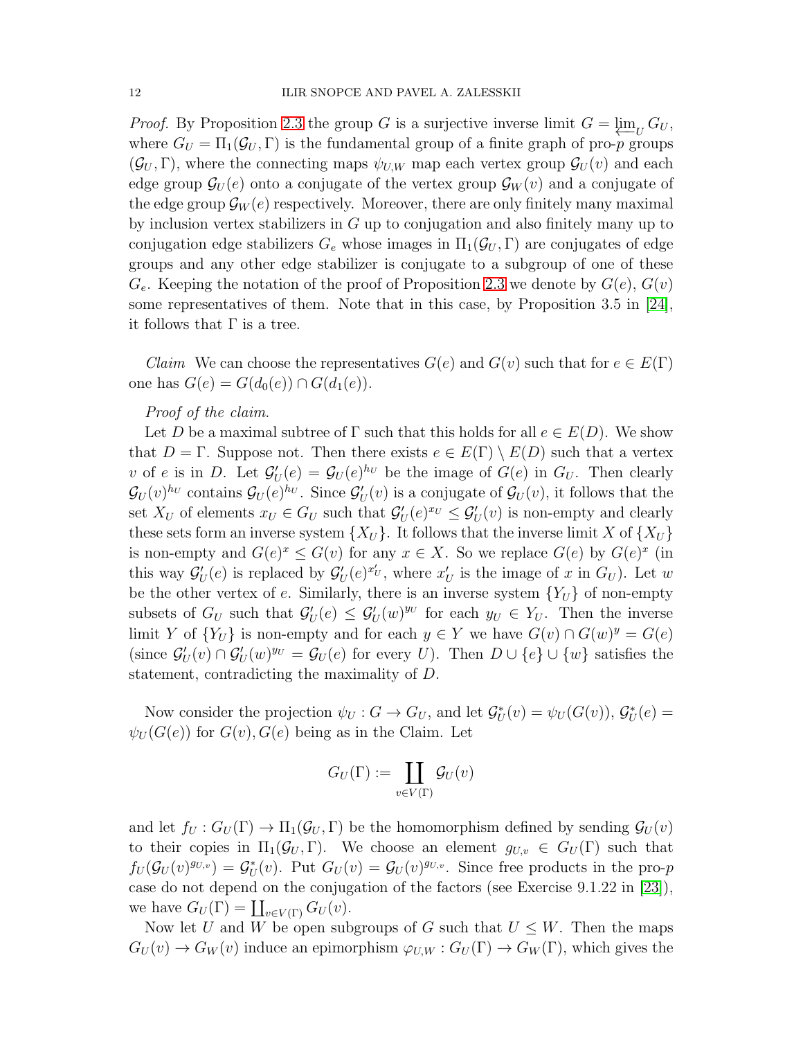*Proof.* By Proposition 2.3 the group $G$ is a surjective inverse limit $G = \varprojlim_U G_U$, where $G_U = \Pi_1(\mathcal{G}_U, \Gamma)$ is the fundamental group of a finite graph of pro-$p$ groups $(\mathcal{G}_U, \Gamma)$, where the connecting maps $\psi_{U,W}$ map each vertex group $\mathcal{G}_U(v)$ and each edge group $\mathcal{G}_U(e)$ onto a conjugate of the vertex group $\mathcal{G}_W(v)$ and a conjugate of the edge group $\mathcal{G}_W(e)$ respectively. Moreover, there are only finitely many maximal by inclusion vertex stabilizers in $G$ up to conjugation and also finitely many up to conjugation edge stabilizers $G_e$ whose images in $\Pi_1(\mathcal{G}_U, \Gamma)$ are conjugates of edge groups and any other edge stabilizer is conjugate to a subgroup of one of these $G_e$. Keeping the notation of the proof of Proposition 2.3 we denote by $G(e)$, $G(v)$ some representatives of them. Note that in this case, by Proposition 3.5 in [24], it follows that $\Gamma$ is a tree.

*Claim* We can choose the representatives $G(e)$ and $G(v)$ such that for $e \in E(\Gamma)$ one has $G(e) = G(d_0(e)) \cap G(d_1(e))$.

*Proof of the claim.*

Let $D$ be a maximal subtree of $\Gamma$ such that this holds for all $e \in E(D)$. We show that $D = \Gamma$. Suppose not. Then there exists $e \in E(\Gamma) \setminus E(D)$ such that a vertex $v$ of $e$ is in $D$. Let $\mathcal{G}_U'(e) = \mathcal{G}_U(e)^{h_U}$ be the image of $G(e)$ in $G_U$. Then clearly $\mathcal{G}_U(v)^{h_U}$ contains $\mathcal{G}_U(e)^{h_U}$. Since $\mathcal{G}_U'(v)$ is a conjugate of $\mathcal{G}_U(v)$, it follows that the set $X_U$ of elements $x_U \in G_U$ such that $\mathcal{G}_U'(e)^{x_U} \leq \mathcal{G}_U'(v)$ is non-empty and clearly these sets form an inverse system $\{X_U\}$. It follows that the inverse limit $X$ of $\{X_U\}$ is non-empty and $G(e)^x \leq G(v)$ for any $x \in X$. So we replace $G(e)$ by $G(e)^x$ (in this way $\mathcal{G}_U'(e)$ is replaced by $\mathcal{G}_U'(e)^{x_U'}$, where $x_U'$ is the image of $x$ in $G_U$). Let $w$ be the other vertex of $e$. Similarly, there is an inverse system $\{Y_U\}$ of non-empty subsets of $G_U$ such that $\mathcal{G}_U'(e) \leq \mathcal{G}_U'(w)^{y_U}$ for each $y_U \in Y_U$. Then the inverse limit $Y$ of $\{Y_U\}$ is non-empty and for each $y \in Y$ we have $G(v) \cap G(w)^y = G(e)$ (since $\mathcal{G}_U'(v) \cap \mathcal{G}_U'(w)^{y_U} = \mathcal{G}_U(e)$ for every $U$). Then $D \cup \{e\} \cup \{w\}$ satisfies the statement, contradicting the maximality of $D$.

Now consider the projection $\psi_U : G \to G_U$, and let $\mathcal{G}_U^*(v) = \psi_U(G(v))$, $\mathcal{G}_U^*(e) = \psi_U(G(e))$ for $G(v), G(e)$ being as in the Claim. Let

$$G_U(\Gamma) := \coprod_{v \in V(\Gamma)} \mathcal{G}_U(v)$$

and let $f_U : G_U(\Gamma) \to \Pi_1(\mathcal{G}_U, \Gamma)$ be the homomorphism defined by sending $\mathcal{G}_U(v)$ to their copies in $\Pi_1(\mathcal{G}_U, \Gamma)$. We choose an element $g_{U,v} \in G_U(\Gamma)$ such that $f_U(\mathcal{G}_U(v)^{g_{U,v}}) = \mathcal{G}_U^*(v)$. Put $G_U(v) = \mathcal{G}_U(v)^{g_{U,v}}$. Since free products in the pro-$p$ case do not depend on the conjugation of the factors (see Exercise 9.1.22 in [23]), we have $G_U(\Gamma) = \coprod_{v \in V(\Gamma)} G_U(v)$.

Now let $U$ and $W$ be open subgroups of $G$ such that $U \leq W$. Then the maps $G_U(v) \to G_W(v)$ induce an epimorphism $\varphi_{U,W} : G_U(\Gamma) \to G_W(\Gamma)$, which gives the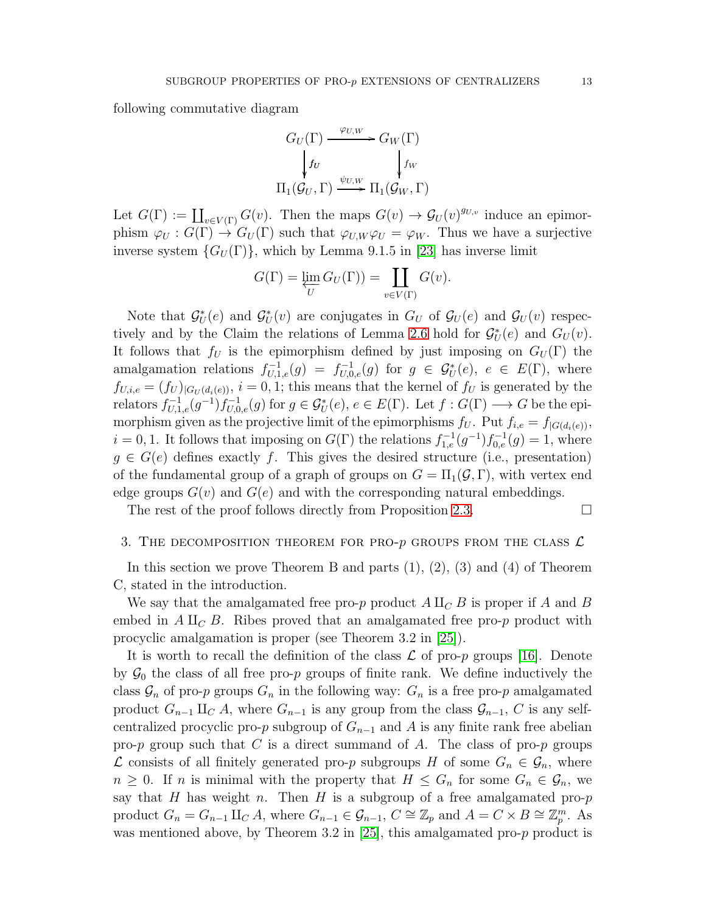following commutative diagram

$$\begin{array}{ccc} G_U(\Gamma) & \xrightarrow{\varphi_{U,W}} & G_W(\Gamma) \\ \Big\downarrow f_U & & \Big\downarrow f_W \\ \Pi_1(\mathcal{G}_U, \Gamma) & \xrightarrow{\psi_{U,W}} & \Pi_1(\mathcal{G}_W, \Gamma) \end{array}$$

Let $G(\Gamma) := \coprod_{v \in V(\Gamma)} G(v)$. Then the maps $G(v) \to \mathcal{G}_U(v)^{g_{U,v}}$ induce an epimorphism $\varphi_U : G(\Gamma) \to G_U(\Gamma)$ such that $\varphi_{U,W}\varphi_U = \varphi_W$. Thus we have a surjective inverse system $\{G_U(\Gamma)\}$, which by Lemma 9.1.5 in [23] has inverse limit

$$G(\Gamma) = \varprojlim_U G_U(\Gamma)) = \coprod_{v \in V(\Gamma)} G(v).$$

Note that $\mathcal{G}_U^*(e)$ and $\mathcal{G}_U^*(v)$ are conjugates in $G_U$ of $\mathcal{G}_U(e)$ and $\mathcal{G}_U(v)$ respectively and by the Claim the relations of Lemma 2.6 hold for $\mathcal{G}_U^*(e)$ and $G_U(v)$. It follows that $f_U$ is the epimorphism defined by just imposing on $G_U(\Gamma)$ the amalgamation relations $f_{U,1,e}^{-1}(g) = f_{U,0,e}^{-1}(g)$ for $g \in \mathcal{G}_U^*(e)$, $e \in E(\Gamma)$, where $f_{U,i,e} = (f_U)_{|G_U(d_i(e))}$, $i = 0, 1$; this means that the kernel of $f_U$ is generated by the relators $f_{U,1,e}^{-1}(g^{-1})f_{U,0,e}^{-1}(g)$ for $g \in \mathcal{G}_U^*(e)$, $e \in E(\Gamma)$. Let $f : G(\Gamma) \longrightarrow G$ be the epimorphism given as the projective limit of the epimorphisms $f_U$. Put $f_{i,e} = f_{|G(d_i(e))}$, $i = 0, 1$. It follows that imposing on $G(\Gamma)$ the relations $f_{1,e}^{-1}(g^{-1})f_{0,e}^{-1}(g) = 1$, where $g \in G(e)$ defines exactly $f$. This gives the desired structure (i.e., presentation) of the fundamental group of a graph of groups on $G = \Pi_1(\mathcal{G}, \Gamma)$, with vertex end edge groups $G(v)$ and $G(e)$ and with the corresponding natural embeddings.

The rest of the proof follows directly from Proposition 2.3. □

## 3. The decomposition theorem for pro-$p$ groups from the class $\mathcal{L}$

In this section we prove Theorem B and parts (1), (2), (3) and (4) of Theorem C, stated in the introduction.

We say that the amalgamated free pro-$p$ product $A \amalg_C B$ is proper if $A$ and $B$ embed in $A \amalg_C B$. Ribes proved that an amalgamated free pro-$p$ product with procyclic amalgamation is proper (see Theorem 3.2 in [25]).

It is worth to recall the definition of the class $\mathcal{L}$ of pro-$p$ groups [16]. Denote by $\mathcal{G}_0$ the class of all free pro-$p$ groups of finite rank. We define inductively the class $\mathcal{G}_n$ of pro-$p$ groups $G_n$ in the following way: $G_n$ is a free pro-$p$ amalgamated product $G_{n-1} \amalg_C A$, where $G_{n-1}$ is any group from the class $\mathcal{G}_{n-1}$, $C$ is any self-centralized procyclic pro-$p$ subgroup of $G_{n-1}$ and $A$ is any finite rank free abelian pro-$p$ group such that $C$ is a direct summand of $A$. The class of pro-$p$ groups $\mathcal{L}$ consists of all finitely generated pro-$p$ subgroups $H$ of some $G_n \in \mathcal{G}_n$, where $n \geq 0$. If $n$ is minimal with the property that $H \leq G_n$ for some $G_n \in \mathcal{G}_n$, we say that $H$ has weight $n$. Then $H$ is a subgroup of a free amalgamated pro-$p$ product $G_n = G_{n-1} \amalg_C A$, where $G_{n-1} \in \mathcal{G}_{n-1}$, $C \cong \mathbb{Z}_p$ and $A = C \times B \cong \mathbb{Z}_p^m$. As was mentioned above, by Theorem 3.2 in [25], this amalgamated pro-$p$ product is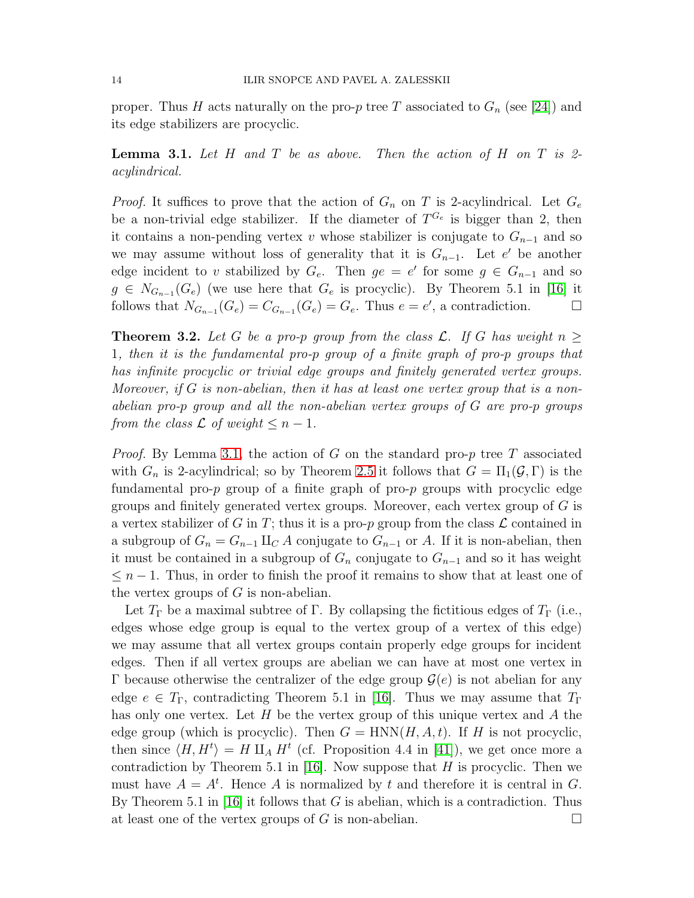proper. Thus $H$ acts naturally on the pro-$p$ tree $T$ associated to $G_n$ (see [24]) and its edge stabilizers are procyclic.

**Lemma 3.1.** *Let $H$ and $T$ be as above. Then the action of $H$ on $T$ is 2-acylindrical.*

*Proof.* It suffices to prove that the action of $G_n$ on $T$ is 2-acylindrical. Let $G_e$ be a non-trivial edge stabilizer. If the diameter of $T^{G_e}$ is bigger than 2, then it contains a non-pending vertex $v$ whose stabilizer is conjugate to $G_{n-1}$ and so we may assume without loss of generality that it is $G_{n-1}$. Let $e'$ be another edge incident to $v$ stabilized by $G_e$. Then $ge = e'$ for some $g \in G_{n-1}$ and so $g \in N_{G_{n-1}}(G_e)$ (we use here that $G_e$ is procyclic). By Theorem 5.1 in [16] it follows that $N_{G_{n-1}}(G_e) = C_{G_{n-1}}(G_e) = G_e$. Thus $e = e'$, a contradiction. $\square$

**Theorem 3.2.** *Let $G$ be a pro-$p$ group from the class $\mathcal{L}$. If $G$ has weight $n \geq 1$, then it is the fundamental pro-$p$ group of a finite graph of pro-$p$ groups that has infinite procyclic or trivial edge groups and finitely generated vertex groups. Moreover, if $G$ is non-abelian, then it has at least one vertex group that is a non-abelian pro-$p$ group and all the non-abelian vertex groups of $G$ are pro-$p$ groups from the class $\mathcal{L}$ of weight $\leq n-1$.*

*Proof.* By Lemma 3.1, the action of $G$ on the standard pro-$p$ tree $T$ associated with $G_n$ is 2-acylindrical; so by Theorem 2.5 it follows that $G = \Pi_1(\mathcal{G}, \Gamma)$ is the fundamental pro-$p$ group of a finite graph of pro-$p$ groups with procyclic edge groups and finitely generated vertex groups. Moreover, each vertex group of $G$ is a vertex stabilizer of $G$ in $T$; thus it is a pro-$p$ group from the class $\mathcal{L}$ contained in a subgroup of $G_n = G_{n-1} \amalg_C A$ conjugate to $G_{n-1}$ or $A$. If it is non-abelian, then it must be contained in a subgroup of $G_n$ conjugate to $G_{n-1}$ and so it has weight $\leq n-1$. Thus, in order to finish the proof it remains to show that at least one of the vertex groups of $G$ is non-abelian.

Let $T_\Gamma$ be a maximal subtree of $\Gamma$. By collapsing the fictitious edges of $T_\Gamma$ (i.e., edges whose edge group is equal to the vertex group of a vertex of this edge) we may assume that all vertex groups contain properly edge groups for incident edges. Then if all vertex groups are abelian we can have at most one vertex in $\Gamma$ because otherwise the centralizer of the edge group $\mathcal{G}(e)$ is not abelian for any edge $e \in T_\Gamma$, contradicting Theorem 5.1 in [16]. Thus we may assume that $T_\Gamma$ has only one vertex. Let $H$ be the vertex group of this unique vertex and $A$ the edge group (which is procyclic). Then $G = \mathrm{HNN}(H, A, t)$. If $H$ is not procyclic, then since $\langle H, H^t \rangle = H \amalg_A H^t$ (cf. Proposition 4.4 in [41]), we get once more a contradiction by Theorem 5.1 in [16]. Now suppose that $H$ is procyclic. Then we must have $A = A^t$. Hence $A$ is normalized by $t$ and therefore it is central in $G$. By Theorem 5.1 in [16] it follows that $G$ is abelian, which is a contradiction. Thus at least one of the vertex groups of $G$ is non-abelian. $\square$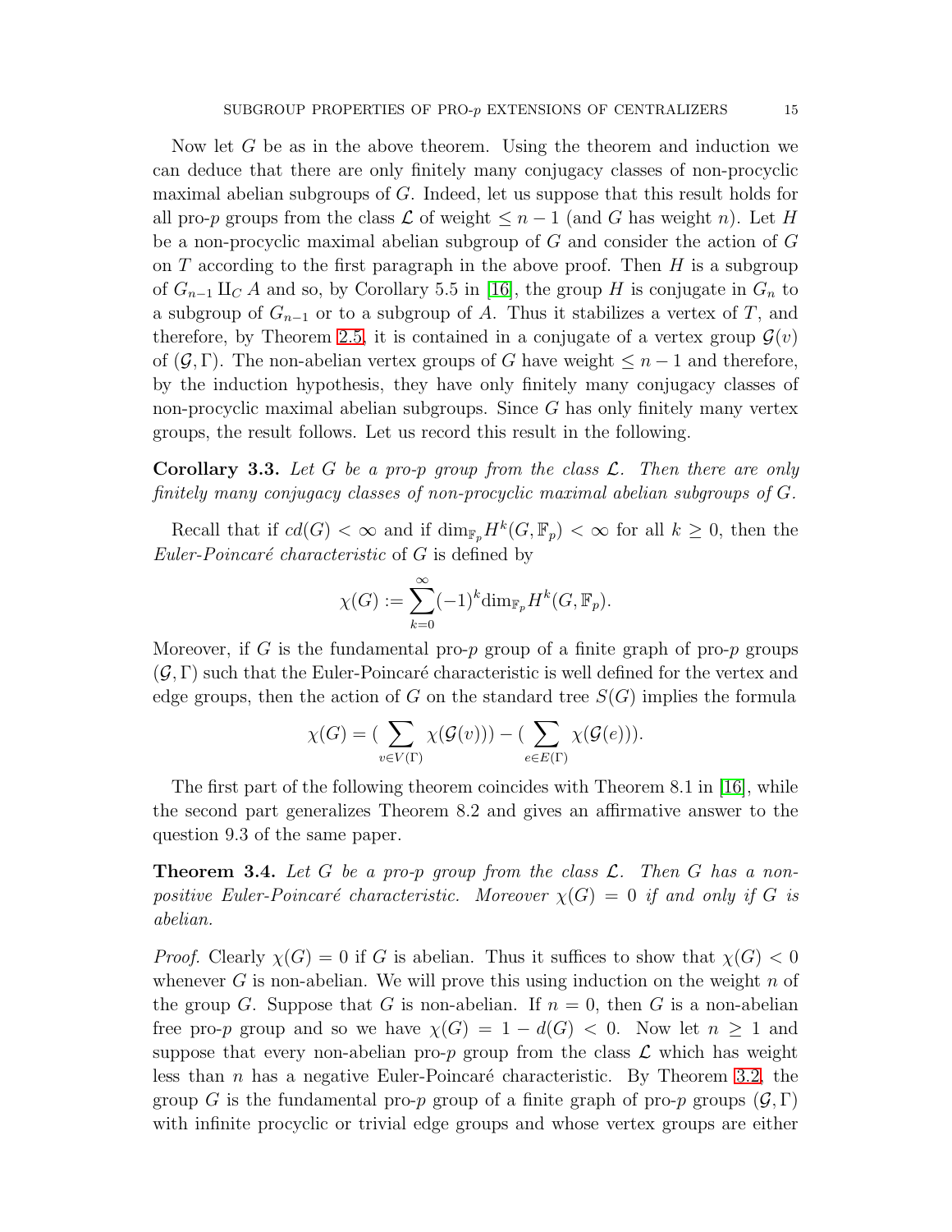Now let $G$ be as in the above theorem. Using the theorem and induction we can deduce that there are only finitely many conjugacy classes of non-procyclic maximal abelian subgroups of $G$. Indeed, let us suppose that this result holds for all pro-$p$ groups from the class $\mathcal{L}$ of weight $\leq n-1$ (and $G$ has weight $n$). Let $H$ be a non-procyclic maximal abelian subgroup of $G$ and consider the action of $G$ on $T$ according to the first paragraph in the above proof. Then $H$ is a subgroup of $G_{n-1} \amalg_C A$ and so, by Corollary 5.5 in [16], the group $H$ is conjugate in $G_n$ to a subgroup of $G_{n-1}$ or to a subgroup of $A$. Thus it stabilizes a vertex of $T$, and therefore, by Theorem 2.5, it is contained in a conjugate of a vertex group $\mathcal{G}(v)$ of $(\mathcal{G}, \Gamma)$. The non-abelian vertex groups of $G$ have weight $\leq n-1$ and therefore, by the induction hypothesis, they have only finitely many conjugacy classes of non-procyclic maximal abelian subgroups. Since $G$ has only finitely many vertex groups, the result follows. Let us record this result in the following.

**Corollary 3.3.** *Let $G$ be a pro-$p$ group from the class $\mathcal{L}$. Then there are only finitely many conjugacy classes of non-procyclic maximal abelian subgroups of $G$.*

Recall that if $cd(G) < \infty$ and if $\dim_{\mathbb{F}_p} H^k(G, \mathbb{F}_p) < \infty$ for all $k \geq 0$, then the *Euler-Poincaré characteristic* of $G$ is defined by

$$\chi(G) := \sum_{k=0}^{\infty} (-1)^k \dim_{\mathbb{F}_p} H^k(G, \mathbb{F}_p).$$

Moreover, if $G$ is the fundamental pro-$p$ group of a finite graph of pro-$p$ groups $(\mathcal{G}, \Gamma)$ such that the Euler-Poincaré characteristic is well defined for the vertex and edge groups, then the action of $G$ on the standard tree $S(G)$ implies the formula

$$\chi(G) = \Big(\sum_{v \in V(\Gamma)} \chi(\mathcal{G}(v))\Big) - \Big(\sum_{e \in E(\Gamma)} \chi(\mathcal{G}(e))\Big).$$

The first part of the following theorem coincides with Theorem 8.1 in [16], while the second part generalizes Theorem 8.2 and gives an affirmative answer to the question 9.3 of the same paper.

**Theorem 3.4.** *Let $G$ be a pro-$p$ group from the class $\mathcal{L}$. Then $G$ has a non-positive Euler-Poincaré characteristic. Moreover $\chi(G) = 0$ if and only if $G$ is abelian.*

*Proof.* Clearly $\chi(G) = 0$ if $G$ is abelian. Thus it suffices to show that $\chi(G) < 0$ whenever $G$ is non-abelian. We will prove this using induction on the weight $n$ of the group $G$. Suppose that $G$ is non-abelian. If $n = 0$, then $G$ is a non-abelian free pro-$p$ group and so we have $\chi(G) = 1 - d(G) < 0$. Now let $n \geq 1$ and suppose that every non-abelian pro-$p$ group from the class $\mathcal{L}$ which has weight less than $n$ has a negative Euler-Poincaré characteristic. By Theorem 3.2, the group $G$ is the fundamental pro-$p$ group of a finite graph of pro-$p$ groups $(\mathcal{G}, \Gamma)$ with infinite procyclic or trivial edge groups and whose vertex groups are either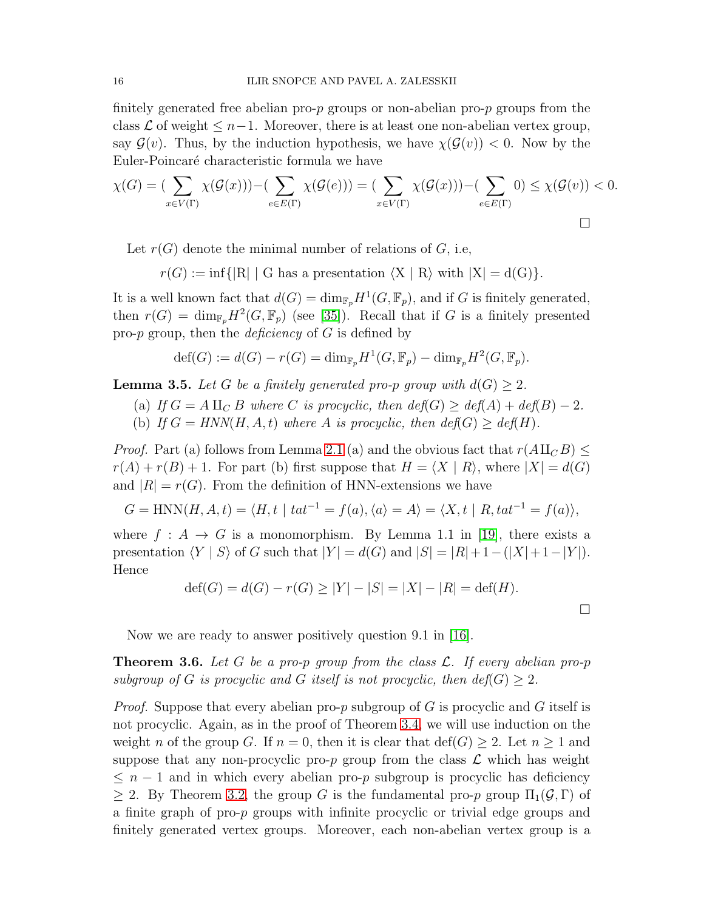finitely generated free abelian pro-$p$ groups or non-abelian pro-$p$ groups from the class $\mathcal{L}$ of weight $\leq n-1$. Moreover, there is at least one non-abelian vertex group, say $\mathcal{G}(v)$. Thus, by the induction hypothesis, we have $\chi(\mathcal{G}(v)) < 0$. Now by the Euler-Poincaré characteristic formula we have

$$\chi(G) = (\sum_{x \in V(\Gamma)} \chi(\mathcal{G}(x))) - (\sum_{e \in E(\Gamma)} \chi(\mathcal{G}(e))) = (\sum_{x \in V(\Gamma)} \chi(\mathcal{G}(x))) - (\sum_{e \in E(\Gamma)} 0) \leq \chi(\mathcal{G}(v)) < 0.$$

$\square$

Let $r(G)$ denote the minimal number of relations of $G$, i.e,

$$r(G) := \inf\{|\mathrm{R}| \mid \mathrm{G} \text{ has a presentation } \langle \mathrm{X} \mid \mathrm{R} \rangle \text{ with } |\mathrm{X}| = \mathrm{d(G)}\}.$$

It is a well known fact that $d(G) = \dim_{\mathbb{F}_p} H^1(G, \mathbb{F}_p)$, and if $G$ is finitely generated, then $r(G) = \dim_{\mathbb{F}_p} H^2(G, \mathbb{F}_p)$ (see [35]). Recall that if $G$ is a finitely presented pro-$p$ group, then the *deficiency* of $G$ is defined by

$$\mathrm{def}(G) := d(G) - r(G) = \dim_{\mathbb{F}_p} H^1(G, \mathbb{F}_p) - \dim_{\mathbb{F}_p} H^2(G, \mathbb{F}_p).$$

**Lemma 3.5.** *Let $G$ be a finitely generated pro-$p$ group with $d(G) \geq 2$.*

*(a) If $G = A \amalg_C B$ where $C$ is procyclic, then $def(G) \geq def(A) + def(B) - 2$.*

*(b) If $G = HNN(H, A, t)$ where $A$ is procyclic, then $def(G) \geq def(H)$.*

*Proof.* Part (a) follows from Lemma 2.1 (a) and the obvious fact that $r(A \amalg_C B) \leq r(A) + r(B) + 1$. For part (b) first suppose that $H = \langle X \mid R \rangle$, where $|X| = d(G)$ and $|R| = r(G)$. From the definition of HNN-extensions we have

$$G = \mathrm{HNN}(H, A, t) = \langle H, t \mid tat^{-1} = f(a), \langle a \rangle = A \rangle = \langle X, t \mid R, tat^{-1} = f(a) \rangle,$$

where $f : A \to G$ is a monomorphism. By Lemma 1.1 in [19], there exists a presentation $\langle Y \mid S \rangle$ of $G$ such that $|Y| = d(G)$ and $|S| = |R| + 1 - (|X| + 1 - |Y|)$. Hence

$$\mathrm{def}(G) = d(G) - r(G) \geq |Y| - |S| = |X| - |R| = \mathrm{def}(H).$$

$\square$

Now we are ready to answer positively question 9.1 in [16].

**Theorem 3.6.** *Let $G$ be a pro-$p$ group from the class $\mathcal{L}$. If every abelian pro-$p$ subgroup of $G$ is procyclic and $G$ itself is not procyclic, then $def(G) \geq 2$.*

*Proof.* Suppose that every abelian pro-$p$ subgroup of $G$ is procyclic and $G$ itself is not procyclic. Again, as in the proof of Theorem 3.4, we will use induction on the weight $n$ of the group $G$. If $n = 0$, then it is clear that $\mathrm{def}(G) \geq 2$. Let $n \geq 1$ and suppose that any non-procyclic pro-$p$ group from the class $\mathcal{L}$ which has weight $\leq n - 1$ and in which every abelian pro-$p$ subgroup is procyclic has deficiency $\geq 2$. By Theorem 3.2, the group $G$ is the fundamental pro-$p$ group $\Pi_1(\mathcal{G}, \Gamma)$ of a finite graph of pro-$p$ groups with infinite procyclic or trivial edge groups and finitely generated vertex groups. Moreover, each non-abelian vertex group is a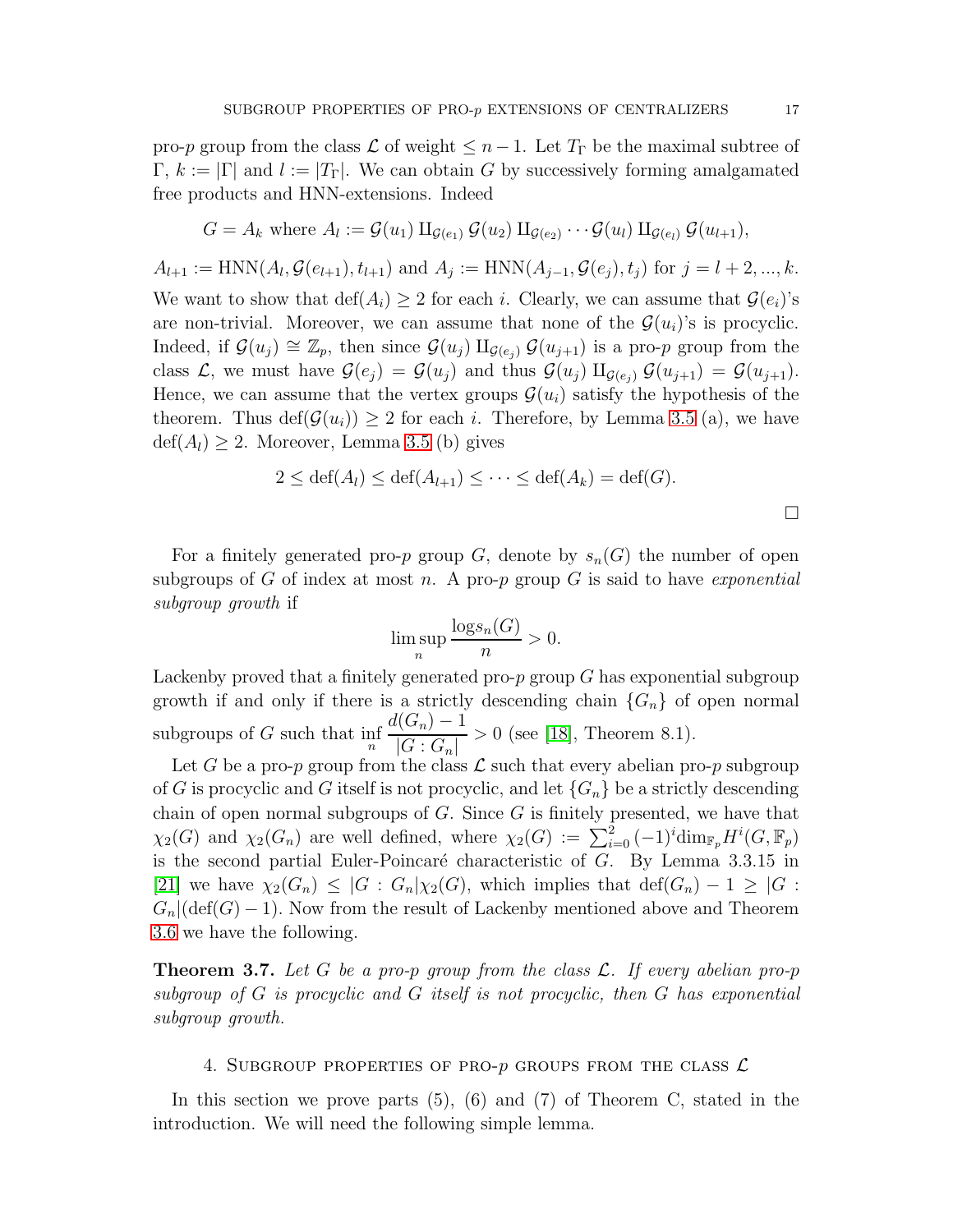pro-$p$ group from the class $\mathcal{L}$ of weight $\leq n-1$. Let $T_\Gamma$ be the maximal subtree of $\Gamma$, $k := |\Gamma|$ and $l := |T_\Gamma|$. We can obtain $G$ by successively forming amalgamated free products and HNN-extensions. Indeed

$$G = A_k \text{ where } A_l := \mathcal{G}(u_1) \amalg_{\mathcal{G}(e_1)} \mathcal{G}(u_2) \amalg_{\mathcal{G}(e_2)} \cdots \mathcal{G}(u_l) \amalg_{\mathcal{G}(e_l)} \mathcal{G}(u_{l+1}),$$

$A_{l+1} := \mathrm{HNN}(A_l, \mathcal{G}(e_{l+1}), t_{l+1})$ and $A_j := \mathrm{HNN}(A_{j-1}, \mathcal{G}(e_j), t_j)$ for $j = l+2, ..., k$.

We want to show that $\mathrm{def}(A_i) \geq 2$ for each $i$. Clearly, we can assume that $\mathcal{G}(e_i)$'s are non-trivial. Moreover, we can assume that none of the $\mathcal{G}(u_i)$'s is procyclic. Indeed, if $\mathcal{G}(u_j) \cong \mathbb{Z}_p$, then since $\mathcal{G}(u_j) \amalg_{\mathcal{G}(e_j)} \mathcal{G}(u_{j+1})$ is a pro-$p$ group from the class $\mathcal{L}$, we must have $\mathcal{G}(e_j) = \mathcal{G}(u_j)$ and thus $\mathcal{G}(u_j) \amalg_{\mathcal{G}(e_j)} \mathcal{G}(u_{j+1}) = \mathcal{G}(u_{j+1})$. Hence, we can assume that the vertex groups $\mathcal{G}(u_i)$ satisfy the hypothesis of the theorem. Thus $\mathrm{def}(\mathcal{G}(u_i)) \geq 2$ for each $i$. Therefore, by Lemma 3.5 (a), we have $\mathrm{def}(A_l) \geq 2$. Moreover, Lemma 3.5 (b) gives

$$2 \leq \mathrm{def}(A_l) \leq \mathrm{def}(A_{l+1}) \leq \cdots \leq \mathrm{def}(A_k) = \mathrm{def}(G).$$

□

For a finitely generated pro-$p$ group $G$, denote by $s_n(G)$ the number of open subgroups of $G$ of index at most $n$. A pro-$p$ group $G$ is said to have *exponential subgroup growth* if

$$\limsup_n \frac{\log s_n(G)}{n} > 0.$$

Lackenby proved that a finitely generated pro-$p$ group $G$ has exponential subgroup growth if and only if there is a strictly descending chain $\{G_n\}$ of open normal subgroups of $G$ such that $\inf_n \dfrac{d(G_n)-1}{|G : G_n|} > 0$ (see [18], Theorem 8.1).

Let $G$ be a pro-$p$ group from the class $\mathcal{L}$ such that every abelian pro-$p$ subgroup of $G$ is procyclic and $G$ itself is not procyclic, and let $\{G_n\}$ be a strictly descending chain of open normal subgroups of $G$. Since $G$ is finitely presented, we have that $\chi_2(G)$ and $\chi_2(G_n)$ are well defined, where $\chi_2(G) := \sum_{i=0}^{2}(-1)^i \dim_{\mathbb{F}_p} H^i(G, \mathbb{F}_p)$ is the second partial Euler-Poincaré characteristic of $G$. By Lemma 3.3.15 in [21] we have $\chi_2(G_n) \leq |G : G_n|\chi_2(G)$, which implies that $\mathrm{def}(G_n) - 1 \geq |G : G_n|(\mathrm{def}(G) - 1)$. Now from the result of Lackenby mentioned above and Theorem 3.6 we have the following.

**Theorem 3.7.** *Let $G$ be a pro-$p$ group from the class $\mathcal{L}$. If every abelian pro-$p$ subgroup of $G$ is procyclic and $G$ itself is not procyclic, then $G$ has exponential subgroup growth.*

## 4. Subgroup properties of pro-$p$ groups from the class $\mathcal{L}$

In this section we prove parts (5), (6) and (7) of Theorem C, stated in the introduction. We will need the following simple lemma.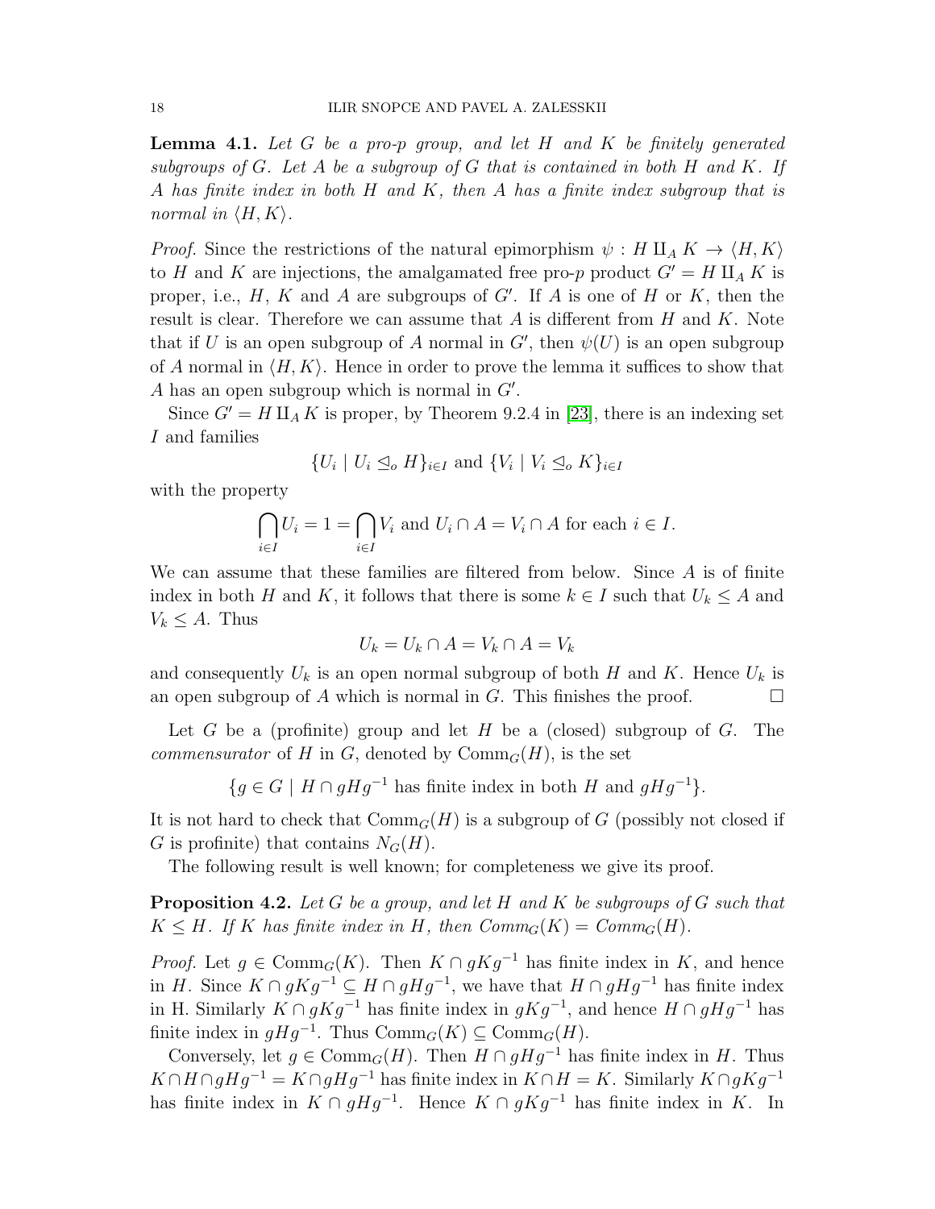**Lemma 4.1.** *Let $G$ be a pro-$p$ group, and let $H$ and $K$ be finitely generated subgroups of $G$. Let $A$ be a subgroup of $G$ that is contained in both $H$ and $K$. If $A$ has finite index in both $H$ and $K$, then $A$ has a finite index subgroup that is normal in $\langle H, K\rangle$.*

*Proof.* Since the restrictions of the natural epimorphism $\psi : H \amalg_A K \to \langle H, K\rangle$ to $H$ and $K$ are injections, the amalgamated free pro-$p$ product $G' = H \amalg_A K$ is proper, i.e., $H$, $K$ and $A$ are subgroups of $G'$. If $A$ is one of $H$ or $K$, then the result is clear. Therefore we can assume that $A$ is different from $H$ and $K$. Note that if $U$ is an open subgroup of $A$ normal in $G'$, then $\psi(U)$ is an open subgroup of $A$ normal in $\langle H, K\rangle$. Hence in order to prove the lemma it suffices to show that $A$ has an open subgroup which is normal in $G'$.

Since $G' = H \amalg_A K$ is proper, by Theorem 9.2.4 in [23], there is an indexing set $I$ and families

$$\{U_i \mid U_i \trianglelefteq_o H\}_{i\in I} \text{ and } \{V_i \mid V_i \trianglelefteq_o K\}_{i\in I}$$

with the property

$$\bigcap_{i\in I} U_i = 1 = \bigcap_{i\in I} V_i \text{ and } U_i \cap A = V_i \cap A \text{ for each } i \in I.$$

We can assume that these families are filtered from below. Since $A$ is of finite index in both $H$ and $K$, it follows that there is some $k \in I$ such that $U_k \leq A$ and $V_k \leq A$. Thus

$$U_k = U_k \cap A = V_k \cap A = V_k$$

and consequently $U_k$ is an open normal subgroup of both $H$ and $K$. Hence $U_k$ is an open subgroup of $A$ which is normal in $G$. This finishes the proof. $\square$

Let $G$ be a (profinite) group and let $H$ be a (closed) subgroup of $G$. The *commensurator* of $H$ in $G$, denoted by $\mathrm{Comm}_G(H)$, is the set

$$\{g \in G \mid H \cap gHg^{-1} \text{ has finite index in both } H \text{ and } gHg^{-1}\}.$$

It is not hard to check that $\mathrm{Comm}_G(H)$ is a subgroup of $G$ (possibly not closed if $G$ is profinite) that contains $N_G(H)$.

The following result is well known; for completeness we give its proof.

**Proposition 4.2.** *Let $G$ be a group, and let $H$ and $K$ be subgroups of $G$ such that $K \leq H$. If $K$ has finite index in $H$, then $Comm_G(K) = Comm_G(H)$.*

*Proof.* Let $g \in \mathrm{Comm}_G(K)$. Then $K \cap gKg^{-1}$ has finite index in $K$, and hence in $H$. Since $K \cap gKg^{-1} \subseteq H \cap gHg^{-1}$, we have that $H \cap gHg^{-1}$ has finite index in H. Similarly $K \cap gKg^{-1}$ has finite index in $gKg^{-1}$, and hence $H \cap gHg^{-1}$ has finite index in $gHg^{-1}$. Thus $\mathrm{Comm}_G(K) \subseteq \mathrm{Comm}_G(H)$.

Conversely, let $g \in \mathrm{Comm}_G(H)$. Then $H \cap gHg^{-1}$ has finite index in $H$. Thus $K \cap H \cap gHg^{-1} = K \cap gHg^{-1}$ has finite index in $K \cap H = K$. Similarly $K \cap gKg^{-1}$ has finite index in $K \cap gHg^{-1}$. Hence $K \cap gKg^{-1}$ has finite index in $K$. In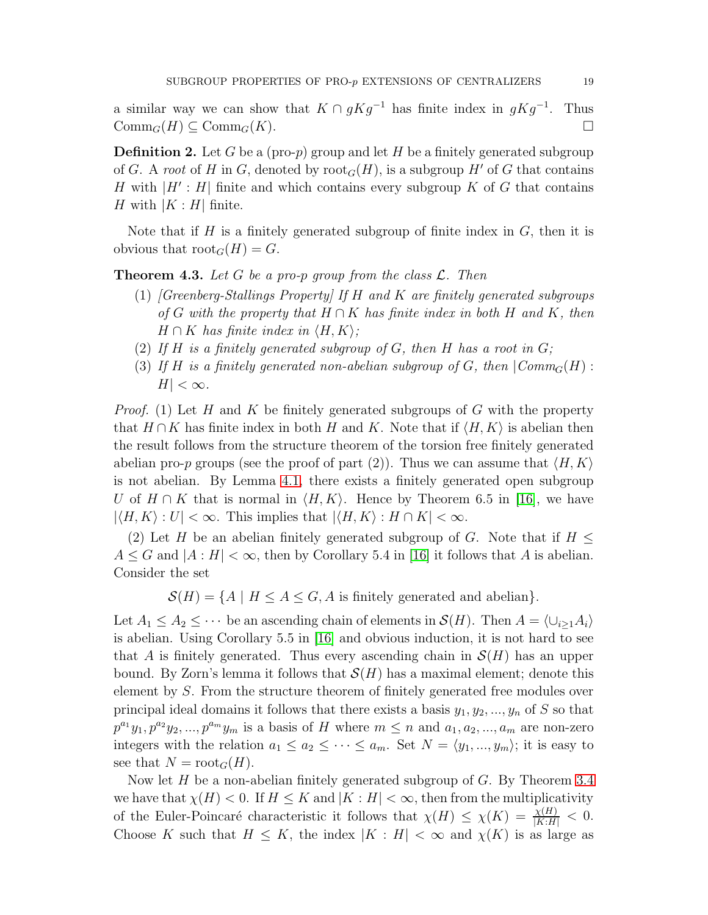a similar way we can show that $K \cap gKg^{-1}$ has finite index in $gKg^{-1}$. Thus $\mathrm{Comm}_G(H) \subseteq \mathrm{Comm}_G(K)$. □

**Definition 2.** Let $G$ be a (pro-$p$) group and let $H$ be a finitely generated subgroup of $G$. A *root* of $H$ in $G$, denoted by $\mathrm{root}_G(H)$, is a subgroup $H'$ of $G$ that contains $H$ with $|H' : H|$ finite and which contains every subgroup $K$ of $G$ that contains $H$ with $|K : H|$ finite.

Note that if $H$ is a finitely generated subgroup of finite index in $G$, then it is obvious that $\mathrm{root}_G(H) = G$.

**Theorem 4.3.** *Let $G$ be a pro-$p$ group from the class $\mathcal{L}$. Then*

1. *[Greenberg-Stallings Property] If $H$ and $K$ are finitely generated subgroups of $G$ with the property that $H \cap K$ has finite index in both $H$ and $K$, then $H \cap K$ has finite index in $\langle H, K\rangle$;*
2. *If $H$ is a finitely generated subgroup of $G$, then $H$ has a root in $G$;*
3. *If $H$ is a finitely generated non-abelian subgroup of $G$, then $|Comm_G(H) : H| < \infty$.*

*Proof.* (1) Let $H$ and $K$ be finitely generated subgroups of $G$ with the property that $H \cap K$ has finite index in both $H$ and $K$. Note that if $\langle H, K\rangle$ is abelian then the result follows from the structure theorem of the torsion free finitely generated abelian pro-$p$ groups (see the proof of part (2)). Thus we can assume that $\langle H, K\rangle$ is not abelian. By Lemma 4.1, there exists a finitely generated open subgroup $U$ of $H \cap K$ that is normal in $\langle H, K\rangle$. Hence by Theorem 6.5 in [16], we have $|\langle H, K\rangle : U| < \infty$. This implies that $|\langle H, K\rangle : H \cap K| < \infty$.

(2) Let $H$ be an abelian finitely generated subgroup of $G$. Note that if $H \leq A \leq G$ and $|A : H| < \infty$, then by Corollary 5.4 in [16] it follows that $A$ is abelian. Consider the set

$$\mathcal{S}(H) = \{A \mid H \leq A \leq G, A \text{ is finitely generated and abelian}\}.$$

Let $A_1 \leq A_2 \leq \cdots$ be an ascending chain of elements in $\mathcal{S}(H)$. Then $A = \langle \cup_{i\geq 1} A_i\rangle$ is abelian. Using Corollary 5.5 in [16] and obvious induction, it is not hard to see that $A$ is finitely generated. Thus every ascending chain in $\mathcal{S}(H)$ has an upper bound. By Zorn's lemma it follows that $\mathcal{S}(H)$ has a maximal element; denote this element by $S$. From the structure theorem of finitely generated free modules over principal ideal domains it follows that there exists a basis $y_1, y_2, ..., y_n$ of $S$ so that $p^{a_1}y_1, p^{a_2}y_2, ..., p^{a_m}y_m$ is a basis of $H$ where $m \leq n$ and $a_1, a_2, ..., a_m$ are non-zero integers with the relation $a_1 \leq a_2 \leq \cdots \leq a_m$. Set $N = \langle y_1, ..., y_m\rangle$; it is easy to see that $N = \mathrm{root}_G(H)$.

Now let $H$ be a non-abelian finitely generated subgroup of $G$. By Theorem 3.4 we have that $\chi(H) < 0$. If $H \leq K$ and $|K : H| < \infty$, then from the multiplicativity of the Euler-Poincaré characteristic it follows that $\chi(H) \leq \chi(K) = \frac{\chi(H)}{|K:H|} < 0$. Choose $K$ such that $H \leq K$, the index $|K : H| < \infty$ and $\chi(K)$ is as large as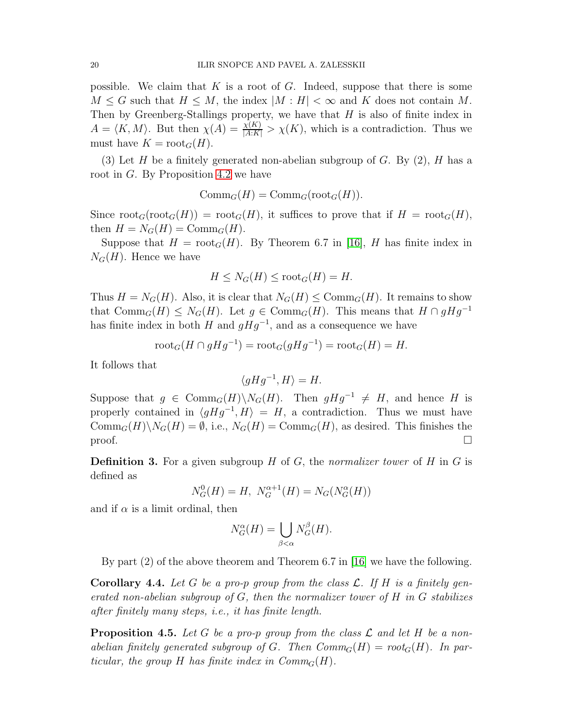possible. We claim that $K$ is a root of $G$. Indeed, suppose that there is some $M \leq G$ such that $H \leq M$, the index $|M : H| < \infty$ and $K$ does not contain $M$. Then by Greenberg-Stallings property, we have that $H$ is also of finite index in $A = \langle K, M \rangle$. But then $\chi(A) = \frac{\chi(K)}{|A:K|} > \chi(K)$, which is a contradiction. Thus we must have $K = \mathrm{root}_G(H)$.

(3) Let $H$ be a finitely generated non-abelian subgroup of $G$. By (2), $H$ has a root in $G$. By Proposition 4.2 we have

$$\mathrm{Comm}_G(H) = \mathrm{Comm}_G(\mathrm{root}_G(H)).$$

Since $\mathrm{root}_G(\mathrm{root}_G(H)) = \mathrm{root}_G(H)$, it suffices to prove that if $H = \mathrm{root}_G(H)$, then $H = N_G(H) = \mathrm{Comm}_G(H)$.

Suppose that $H = \mathrm{root}_G(H)$. By Theorem 6.7 in [16], $H$ has finite index in $N_G(H)$. Hence we have

$$H \leq N_G(H) \leq \mathrm{root}_G(H) = H.$$

Thus $H = N_G(H)$. Also, it is clear that $N_G(H) \leq \mathrm{Comm}_G(H)$. It remains to show that $\mathrm{Comm}_G(H) \leq N_G(H)$. Let $g \in \mathrm{Comm}_G(H)$. This means that $H \cap gHg^{-1}$ has finite index in both $H$ and $gHg^{-1}$, and as a consequence we have

$$\mathrm{root}_G(H \cap gHg^{-1}) = \mathrm{root}_G(gHg^{-1}) = \mathrm{root}_G(H) = H.$$

It follows that

$$\langle gHg^{-1}, H \rangle = H.$$

Suppose that $g \in \mathrm{Comm}_G(H) \backslash N_G(H)$. Then $gHg^{-1} \neq H$, and hence $H$ is properly contained in $\langle gHg^{-1}, H \rangle = H$, a contradiction. Thus we must have $\mathrm{Comm}_G(H) \backslash N_G(H) = \emptyset$, i.e., $N_G(H) = \mathrm{Comm}_G(H)$, as desired. This finishes the proof. $\square$

**Definition 3.** For a given subgroup $H$ of $G$, the *normalizer tower* of $H$ in $G$ is defined as

$$N_G^0(H) = H, \; N_G^{\alpha+1}(H) = N_G(N_G^{\alpha}(H))$$

and if $\alpha$ is a limit ordinal, then

$$N_G^{\alpha}(H) = \bigcup_{\beta < \alpha} N_G^{\beta}(H).$$

By part (2) of the above theorem and Theorem 6.7 in [16] we have the following.

**Corollary 4.4.** *Let $G$ be a pro-$p$ group from the class $\mathcal{L}$. If $H$ is a finitely generated non-abelian subgroup of $G$, then the normalizer tower of $H$ in $G$ stabilizes after finitely many steps, i.e., it has finite length.*

**Proposition 4.5.** *Let $G$ be a pro-$p$ group from the class $\mathcal{L}$ and let $H$ be a non-abelian finitely generated subgroup of $G$. Then $\mathrm{Comm}_G(H) = \mathrm{root}_G(H)$. In particular, the group $H$ has finite index in $\mathrm{Comm}_G(H)$.*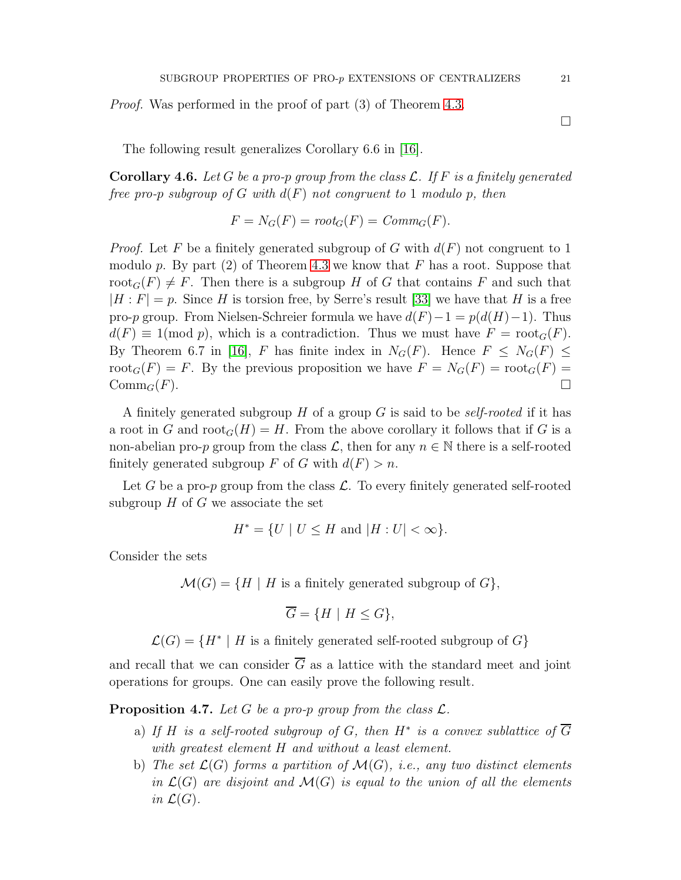*Proof.* Was performed in the proof of part (3) of Theorem 4.3.

□

The following result generalizes Corollary 6.6 in [16].

**Corollary 4.6.** *Let $G$ be a pro-p group from the class $\mathcal{L}$. If $F$ is a finitely generated free pro-p subgroup of $G$ with $d(F)$ not congruent to 1 modulo $p$, then*

$$F = N_G(F) = root_G(F) = Comm_G(F).$$

*Proof.* Let $F$ be a finitely generated subgroup of $G$ with $d(F)$ not congruent to 1 modulo $p$. By part (2) of Theorem 4.3 we know that $F$ has a root. Suppose that $\mathrm{root}_G(F) \neq F$. Then there is a subgroup $H$ of $G$ that contains $F$ and such that $|H : F| = p$. Since $H$ is torsion free, by Serre's result [33] we have that $H$ is a free pro-$p$ group. From Nielsen-Schreier formula we have $d(F)-1 = p(d(H)-1)$. Thus $d(F) \equiv 1 (\mathrm{mod}\ p)$, which is a contradiction. Thus we must have $F = \mathrm{root}_G(F)$. By Theorem 6.7 in [16], $F$ has finite index in $N_G(F)$. Hence $F \leq N_G(F) \leq \mathrm{root}_G(F) = F$. By the previous proposition we have $F = N_G(F) = \mathrm{root}_G(F) = \mathrm{Comm}_G(F)$. □

A finitely generated subgroup $H$ of a group $G$ is said to be *self-rooted* if it has a root in $G$ and $\mathrm{root}_G(H) = H$. From the above corollary it follows that if $G$ is a non-abelian pro-$p$ group from the class $\mathcal{L}$, then for any $n \in \mathbb{N}$ there is a self-rooted finitely generated subgroup $F$ of $G$ with $d(F) > n$.

Let $G$ be a pro-$p$ group from the class $\mathcal{L}$. To every finitely generated self-rooted subgroup $H$ of $G$ we associate the set

$$H^* = \{U \mid U \leq H \text{ and } |H : U| < \infty\}.$$

Consider the sets

$$\mathcal{M}(G) = \{H \mid H \text{ is a finitely generated subgroup of } G\},$$

$$\overline{G} = \{H \mid H \leq G\},$$

$$\mathcal{L}(G) = \{H^* \mid H \text{ is a finitely generated self-rooted subgroup of } G\}$$

and recall that we can consider $\overline{G}$ as a lattice with the standard meet and joint operations for groups. One can easily prove the following result.

**Proposition 4.7.** *Let $G$ be a pro-p group from the class $\mathcal{L}$.*

- a) *If $H$ is a self-rooted subgroup of $G$, then $H^*$ is a convex sublattice of $\overline{G}$ with greatest element $H$ and without a least element.*
- b) *The set $\mathcal{L}(G)$ forms a partition of $\mathcal{M}(G)$, i.e., any two distinct elements in $\mathcal{L}(G)$ are disjoint and $\mathcal{M}(G)$ is equal to the union of all the elements in $\mathcal{L}(G)$.*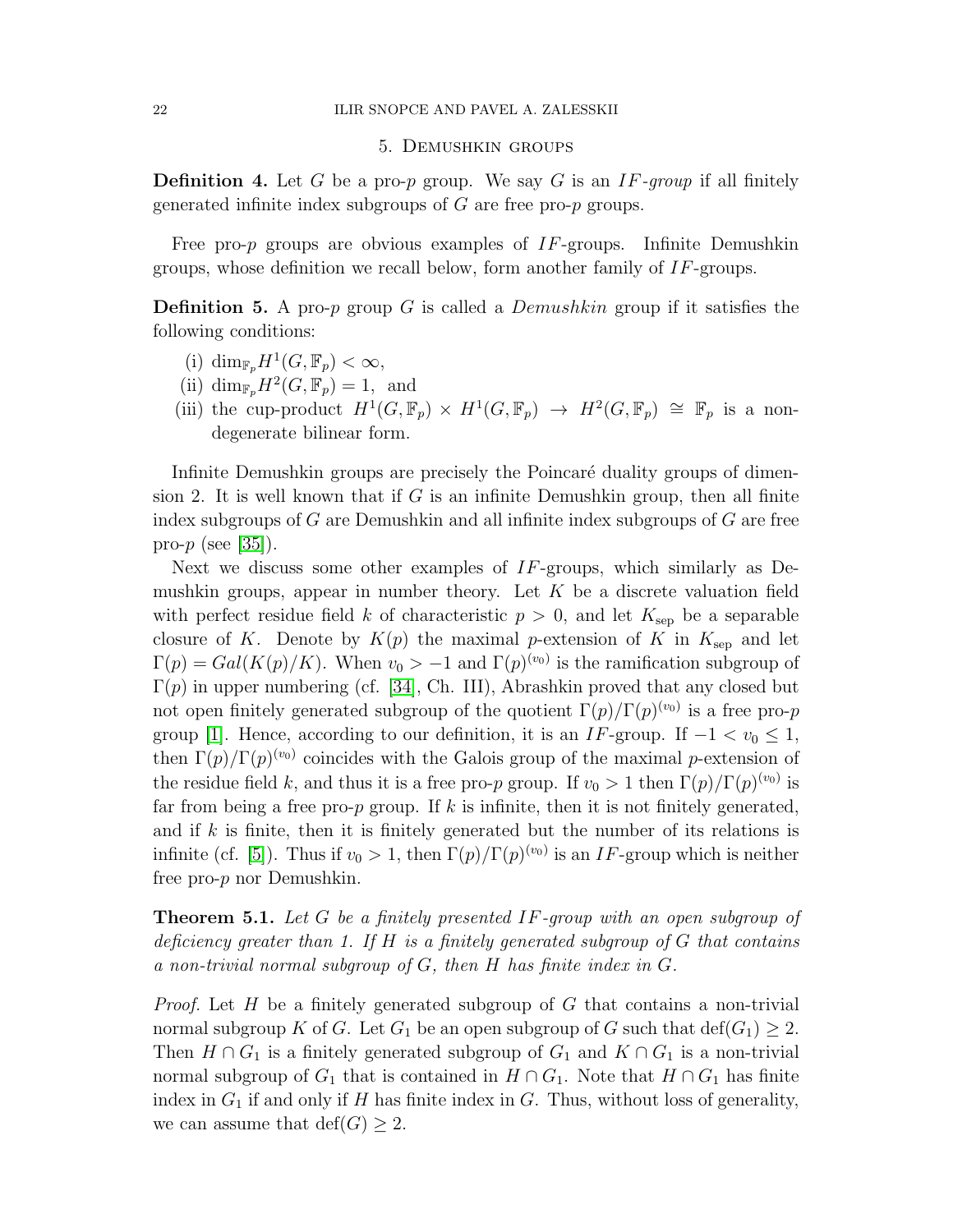## 5. Demushkin groups

**Definition 4.** Let $G$ be a pro-$p$ group. We say $G$ is an *$IF$-group* if all finitely generated infinite index subgroups of $G$ are free pro-$p$ groups.

Free pro-$p$ groups are obvious examples of $IF$-groups. Infinite Demushkin groups, whose definition we recall below, form another family of $IF$-groups.

**Definition 5.** A pro-$p$ group $G$ is called a *Demushkin* group if it satisfies the following conditions:

(i) $\dim_{\mathbb{F}_p} H^1(G, \mathbb{F}_p) < \infty$,
(ii) $\dim_{\mathbb{F}_p} H^2(G, \mathbb{F}_p) = 1$, and
(iii) the cup-product $H^1(G, \mathbb{F}_p) \times H^1(G, \mathbb{F}_p) \to H^2(G, \mathbb{F}_p) \cong \mathbb{F}_p$ is a non-degenerate bilinear form.

Infinite Demushkin groups are precisely the Poincaré duality groups of dimension 2. It is well known that if $G$ is an infinite Demushkin group, then all finite index subgroups of $G$ are Demushkin and all infinite index subgroups of $G$ are free pro-$p$ (see [35]).

Next we discuss some other examples of $IF$-groups, which similarly as Demushkin groups, appear in number theory. Let $K$ be a discrete valuation field with perfect residue field $k$ of characteristic $p > 0$, and let $K_{\text{sep}}$ be a separable closure of $K$. Denote by $K(p)$ the maximal $p$-extension of $K$ in $K_{\text{sep}}$ and let $\Gamma(p) = Gal(K(p)/K)$. When $v_0 > -1$ and $\Gamma(p)^{(v_0)}$ is the ramification subgroup of $\Gamma(p)$ in upper numbering (cf. [34], Ch. III), Abrashkin proved that any closed but not open finitely generated subgroup of the quotient $\Gamma(p)/\Gamma(p)^{(v_0)}$ is a free pro-$p$ group [1]. Hence, according to our definition, it is an $IF$-group. If $-1 < v_0 \leq 1$, then $\Gamma(p)/\Gamma(p)^{(v_0)}$ coincides with the Galois group of the maximal $p$-extension of the residue field $k$, and thus it is a free pro-$p$ group. If $v_0 > 1$ then $\Gamma(p)/\Gamma(p)^{(v_0)}$ is far from being a free pro-$p$ group. If $k$ is infinite, then it is not finitely generated, and if $k$ is finite, then it is finitely generated but the number of its relations is infinite (cf. [5]). Thus if $v_0 > 1$, then $\Gamma(p)/\Gamma(p)^{(v_0)}$ is an $IF$-group which is neither free pro-$p$ nor Demushkin.

**Theorem 5.1.** *Let $G$ be a finitely presented $IF$-group with an open subgroup of deficiency greater than 1. If $H$ is a finitely generated subgroup of $G$ that contains a non-trivial normal subgroup of $G$, then $H$ has finite index in $G$.*

*Proof.* Let $H$ be a finitely generated subgroup of $G$ that contains a non-trivial normal subgroup $K$ of $G$. Let $G_1$ be an open subgroup of $G$ such that $\text{def}(G_1) \geq 2$. Then $H \cap G_1$ is a finitely generated subgroup of $G_1$ and $K \cap G_1$ is a non-trivial normal subgroup of $G_1$ that is contained in $H \cap G_1$. Note that $H \cap G_1$ has finite index in $G_1$ if and only if $H$ has finite index in $G$. Thus, without loss of generality, we can assume that $\text{def}(G) \geq 2$.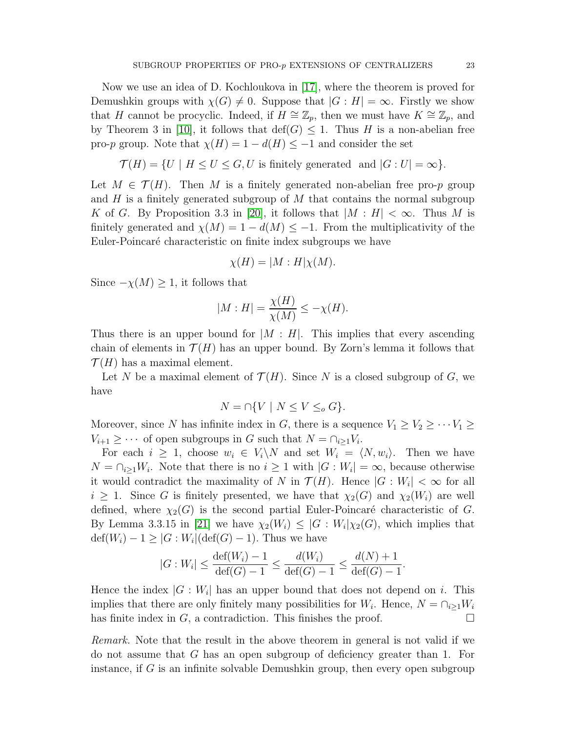Now we use an idea of D. Kochloukova in [17], where the theorem is proved for Demushkin groups with $\chi(G) \neq 0$. Suppose that $|G : H| = \infty$. Firstly we show that $H$ cannot be procyclic. Indeed, if $H \cong \mathbb{Z}_p$, then we must have $K \cong \mathbb{Z}_p$, and by Theorem 3 in [10], it follows that $\mathrm{def}(G) \leq 1$. Thus $H$ is a non-abelian free pro-$p$ group. Note that $\chi(H) = 1 - d(H) \leq -1$ and consider the set

$$\mathcal{T}(H) = \{U \mid H \leq U \leq G, U \text{ is finitely generated and } |G : U| = \infty\}.$$

Let $M \in \mathcal{T}(H)$. Then $M$ is a finitely generated non-abelian free pro-$p$ group and $H$ is a finitely generated subgroup of $M$ that contains the normal subgroup $K$ of $G$. By Proposition 3.3 in [20], it follows that $|M : H| < \infty$. Thus $M$ is finitely generated and $\chi(M) = 1 - d(M) \leq -1$. From the multiplicativity of the Euler-Poincaré characteristic on finite index subgroups we have

$$\chi(H) = |M : H|\chi(M).$$

Since $-\chi(M) \geq 1$, it follows that

$$|M : H| = \frac{\chi(H)}{\chi(M)} \leq -\chi(H).$$

Thus there is an upper bound for $|M : H|$. This implies that every ascending chain of elements in $\mathcal{T}(H)$ has an upper bound. By Zorn's lemma it follows that $\mathcal{T}(H)$ has a maximal element.

Let $N$ be a maximal element of $\mathcal{T}(H)$. Since $N$ is a closed subgroup of $G$, we have

$$N = \cap\{V \mid N \leq V \leq_o G\}.$$

Moreover, since $N$ has infinite index in $G$, there is a sequence $V_1 \geq V_2 \geq \cdots V_1 \geq V_{i+1} \geq \cdots$ of open subgroups in $G$ such that $N = \cap_{i\geq 1} V_i$.

For each $i \geq 1$, choose $w_i \in V_i \backslash N$ and set $W_i = \langle N, w_i \rangle$. Then we have $N = \cap_{i\geq 1} W_i$. Note that there is no $i \geq 1$ with $|G : W_i| = \infty$, because otherwise it would contradict the maximality of $N$ in $\mathcal{T}(H)$. Hence $|G : W_i| < \infty$ for all $i \geq 1$. Since $G$ is finitely presented, we have that $\chi_2(G)$ and $\chi_2(W_i)$ are well defined, where $\chi_2(G)$ is the second partial Euler-Poincaré characteristic of $G$. By Lemma 3.3.15 in [21] we have $\chi_2(W_i) \leq |G : W_i|\chi_2(G)$, which implies that $\mathrm{def}(W_i) - 1 \geq |G : W_i|(\mathrm{def}(G) - 1)$. Thus we have

$$|G : W_i| \leq \frac{\mathrm{def}(W_i) - 1}{\mathrm{def}(G) - 1} \leq \frac{d(W_i)}{\mathrm{def}(G) - 1} \leq \frac{d(N) + 1}{\mathrm{def}(G) - 1}.$$

Hence the index $|G : W_i|$ has an upper bound that does not depend on $i$. This implies that there are only finitely many possibilities for $W_i$. Hence, $N = \cap_{i\geq 1} W_i$ has finite index in $G$, a contradiction. This finishes the proof. □

*Remark.* Note that the result in the above theorem in general is not valid if we do not assume that $G$ has an open subgroup of deficiency greater than 1. For instance, if $G$ is an infinite solvable Demushkin group, then every open subgroup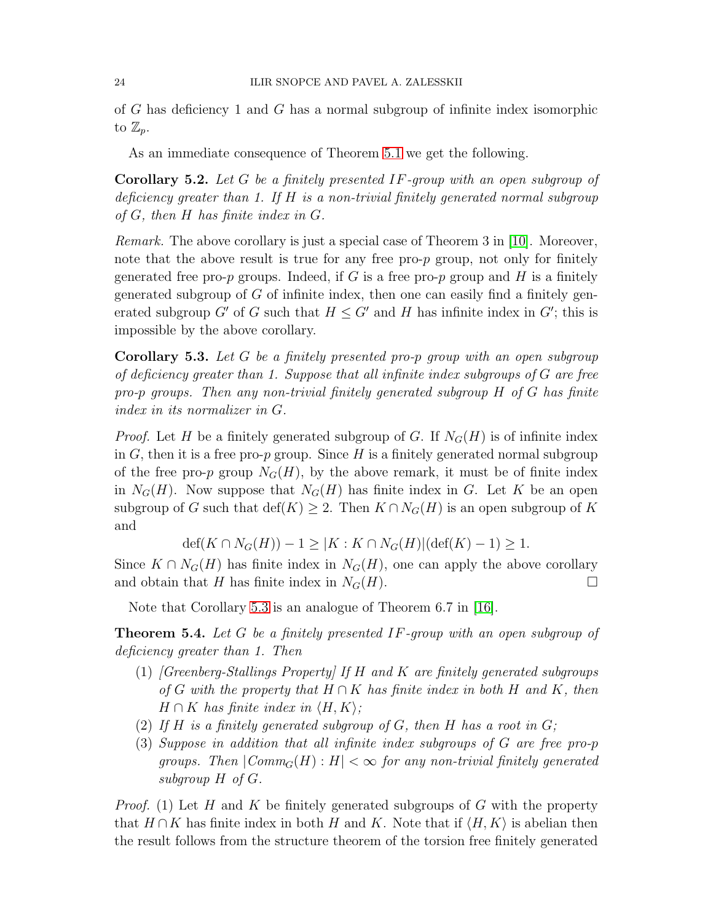of $G$ has deficiency 1 and $G$ has a normal subgroup of infinite index isomorphic to $\mathbb{Z}_p$.

As an immediate consequence of Theorem 5.1 we get the following.

**Corollary 5.2.** *Let $G$ be a finitely presented $IF$-group with an open subgroup of deficiency greater than 1. If $H$ is a non-trivial finitely generated normal subgroup of $G$, then $H$ has finite index in $G$.*

*Remark.* The above corollary is just a special case of Theorem 3 in [10]. Moreover, note that the above result is true for any free pro-$p$ group, not only for finitely generated free pro-$p$ groups. Indeed, if $G$ is a free pro-$p$ group and $H$ is a finitely generated subgroup of $G$ of infinite index, then one can easily find a finitely generated subgroup $G'$ of $G$ such that $H \leq G'$ and $H$ has infinite index in $G'$; this is impossible by the above corollary.

**Corollary 5.3.** *Let $G$ be a finitely presented pro-$p$ group with an open subgroup of deficiency greater than 1. Suppose that all infinite index subgroups of $G$ are free pro-$p$ groups. Then any non-trivial finitely generated subgroup $H$ of $G$ has finite index in its normalizer in $G$.*

*Proof.* Let $H$ be a finitely generated subgroup of $G$. If $N_G(H)$ is of infinite index in $G$, then it is a free pro-$p$ group. Since $H$ is a finitely generated normal subgroup of the free pro-$p$ group $N_G(H)$, by the above remark, it must be of finite index in $N_G(H)$. Now suppose that $N_G(H)$ has finite index in $G$. Let $K$ be an open subgroup of $G$ such that $\mathrm{def}(K) \geq 2$. Then $K \cap N_G(H)$ is an open subgroup of $K$ and

$$\mathrm{def}(K \cap N_G(H)) - 1 \geq |K : K \cap N_G(H)|(\mathrm{def}(K) - 1) \geq 1.$$

Since $K \cap N_G(H)$ has finite index in $N_G(H)$, one can apply the above corollary and obtain that $H$ has finite index in $N_G(H)$. □

Note that Corollary 5.3 is an analogue of Theorem 6.7 in [16].

**Theorem 5.4.** *Let $G$ be a finitely presented $IF$-group with an open subgroup of deficiency greater than 1. Then*

1. *[Greenberg-Stallings Property] If $H$ and $K$ are finitely generated subgroups of $G$ with the property that $H \cap K$ has finite index in both $H$ and $K$, then $H \cap K$ has finite index in $\langle H, K \rangle$;*
2. *If $H$ is a finitely generated subgroup of $G$, then $H$ has a root in $G$;*
3. *Suppose in addition that all infinite index subgroups of $G$ are free pro-$p$ groups. Then $|Comm_G(H) : H| < \infty$ for any non-trivial finitely generated subgroup $H$ of $G$.*

*Proof.* (1) Let $H$ and $K$ be finitely generated subgroups of $G$ with the property that $H \cap K$ has finite index in both $H$ and $K$. Note that if $\langle H, K \rangle$ is abelian then the result follows from the structure theorem of the torsion free finitely generated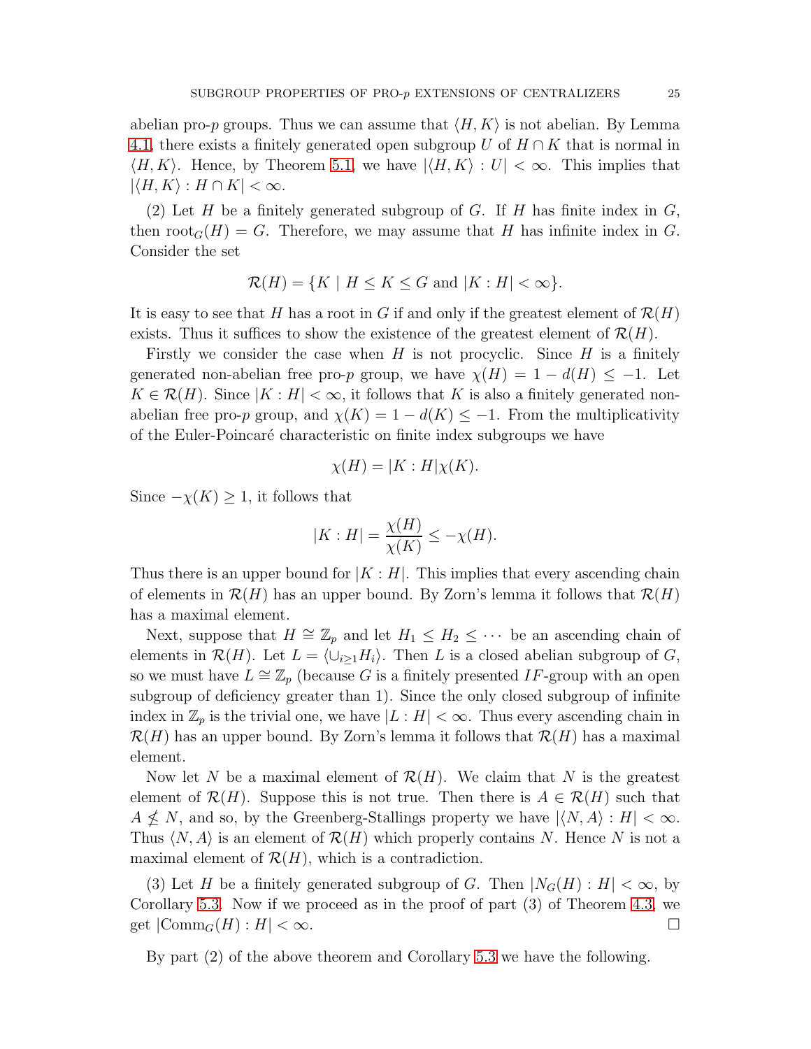abelian pro-$p$ groups. Thus we can assume that $\langle H, K\rangle$ is not abelian. By Lemma 4.1, there exists a finitely generated open subgroup $U$ of $H \cap K$ that is normal in $\langle H, K\rangle$. Hence, by Theorem 5.1, we have $|\langle H, K\rangle : U| < \infty$. This implies that $|\langle H, K\rangle : H \cap K| < \infty$.

(2) Let $H$ be a finitely generated subgroup of $G$. If $H$ has finite index in $G$, then $\mathrm{root}_G(H) = G$. Therefore, we may assume that $H$ has infinite index in $G$. Consider the set

$$\mathcal{R}(H) = \{K \mid H \leq K \leq G \text{ and } |K : H| < \infty\}.$$

It is easy to see that $H$ has a root in $G$ if and only if the greatest element of $\mathcal{R}(H)$ exists. Thus it suffices to show the existence of the greatest element of $\mathcal{R}(H)$.

Firstly we consider the case when $H$ is not procyclic. Since $H$ is a finitely generated non-abelian free pro-$p$ group, we have $\chi(H) = 1 - d(H) \leq -1$. Let $K \in \mathcal{R}(H)$. Since $|K : H| < \infty$, it follows that $K$ is also a finitely generated non-abelian free pro-$p$ group, and $\chi(K) = 1 - d(K) \leq -1$. From the multiplicativity of the Euler-Poincaré characteristic on finite index subgroups we have

$$\chi(H) = |K : H|\chi(K).$$

Since $-\chi(K) \geq 1$, it follows that

$$|K : H| = \frac{\chi(H)}{\chi(K)} \leq -\chi(H).$$

Thus there is an upper bound for $|K : H|$. This implies that every ascending chain of elements in $\mathcal{R}(H)$ has an upper bound. By Zorn's lemma it follows that $\mathcal{R}(H)$ has a maximal element.

Next, suppose that $H \cong \mathbb{Z}_p$ and let $H_1 \leq H_2 \leq \cdots$ be an ascending chain of elements in $\mathcal{R}(H)$. Let $L = \langle \cup_{i \geq 1} H_i\rangle$. Then $L$ is a closed abelian subgroup of $G$, so we must have $L \cong \mathbb{Z}_p$ (because $G$ is a finitely presented $IF$-group with an open subgroup of deficiency greater than 1). Since the only closed subgroup of infinite index in $\mathbb{Z}_p$ is the trivial one, we have $|L : H| < \infty$. Thus every ascending chain in $\mathcal{R}(H)$ has an upper bound. By Zorn's lemma it follows that $\mathcal{R}(H)$ has a maximal element.

Now let $N$ be a maximal element of $\mathcal{R}(H)$. We claim that $N$ is the greatest element of $\mathcal{R}(H)$. Suppose this is not true. Then there is $A \in \mathcal{R}(H)$ such that $A \nleq N$, and so, by the Greenberg-Stallings property we have $|\langle N, A\rangle : H| < \infty$. Thus $\langle N, A\rangle$ is an element of $\mathcal{R}(H)$ which properly contains $N$. Hence $N$ is not a maximal element of $\mathcal{R}(H)$, which is a contradiction.

(3) Let $H$ be a finitely generated subgroup of $G$. Then $|N_G(H) : H| < \infty$, by Corollary 5.3. Now if we proceed as in the proof of part (3) of Theorem 4.3, we get $|\mathrm{Comm}_G(H) : H| < \infty$. $\square$

By part (2) of the above theorem and Corollary 5.3 we have the following.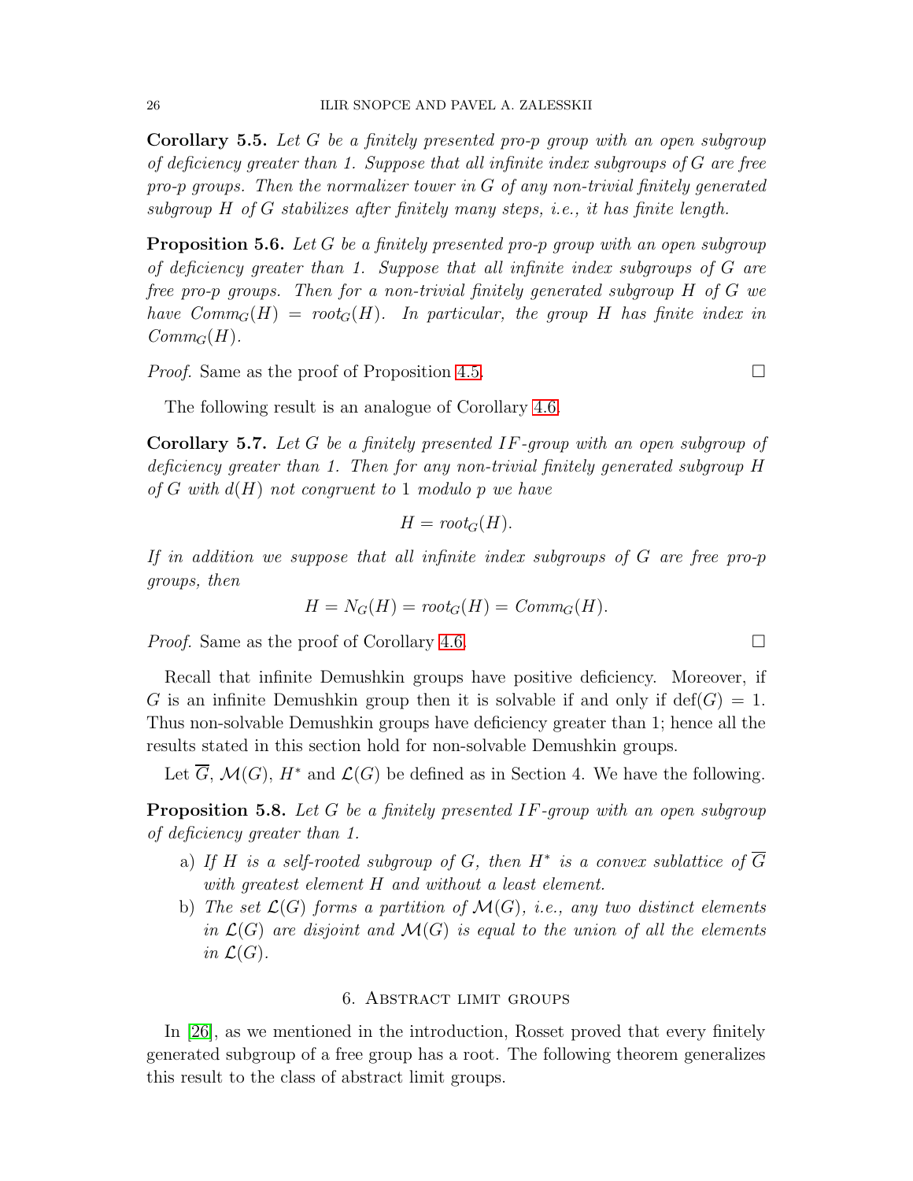**Corollary 5.5.** *Let $G$ be a finitely presented pro-$p$ group with an open subgroup of deficiency greater than 1. Suppose that all infinite index subgroups of $G$ are free pro-$p$ groups. Then the normalizer tower in $G$ of any non-trivial finitely generated subgroup $H$ of $G$ stabilizes after finitely many steps, i.e., it has finite length.*

**Proposition 5.6.** *Let $G$ be a finitely presented pro-$p$ group with an open subgroup of deficiency greater than 1. Suppose that all infinite index subgroups of $G$ are free pro-$p$ groups. Then for a non-trivial finitely generated subgroup $H$ of $G$ we have $Comm_G(H) = root_G(H)$. In particular, the group $H$ has finite index in $Comm_G(H)$.*

*Proof.* Same as the proof of Proposition 4.5. □

The following result is an analogue of Corollary 4.6.

**Corollary 5.7.** *Let $G$ be a finitely presented $IF$-group with an open subgroup of deficiency greater than 1. Then for any non-trivial finitely generated subgroup $H$ of $G$ with $d(H)$ not congruent to 1 modulo $p$ we have*

$$H = root_G(H).$$

*If in addition we suppose that all infinite index subgroups of $G$ are free pro-$p$ groups, then*

$$H = N_G(H) = root_G(H) = Comm_G(H).$$

*Proof.* Same as the proof of Corollary 4.6. □

Recall that infinite Demushkin groups have positive deficiency. Moreover, if $G$ is an infinite Demushkin group then it is solvable if and only if $\mathrm{def}(G) = 1$. Thus non-solvable Demushkin groups have deficiency greater than 1; hence all the results stated in this section hold for non-solvable Demushkin groups.

Let $\overline{G}$, $\mathcal{M}(G)$, $H^*$ and $\mathcal{L}(G)$ be defined as in Section 4. We have the following.

**Proposition 5.8.** *Let $G$ be a finitely presented $IF$-group with an open subgroup of deficiency greater than 1.*

a) *If $H$ is a self-rooted subgroup of $G$, then $H^*$ is a convex sublattice of $\overline{G}$ with greatest element $H$ and without a least element.*

b) *The set $\mathcal{L}(G)$ forms a partition of $\mathcal{M}(G)$, i.e., any two distinct elements in $\mathcal{L}(G)$ are disjoint and $\mathcal{M}(G)$ is equal to the union of all the elements in $\mathcal{L}(G)$.*

## 6. Abstract limit groups

In [26], as we mentioned in the introduction, Rosset proved that every finitely generated subgroup of a free group has a root. The following theorem generalizes this result to the class of abstract limit groups.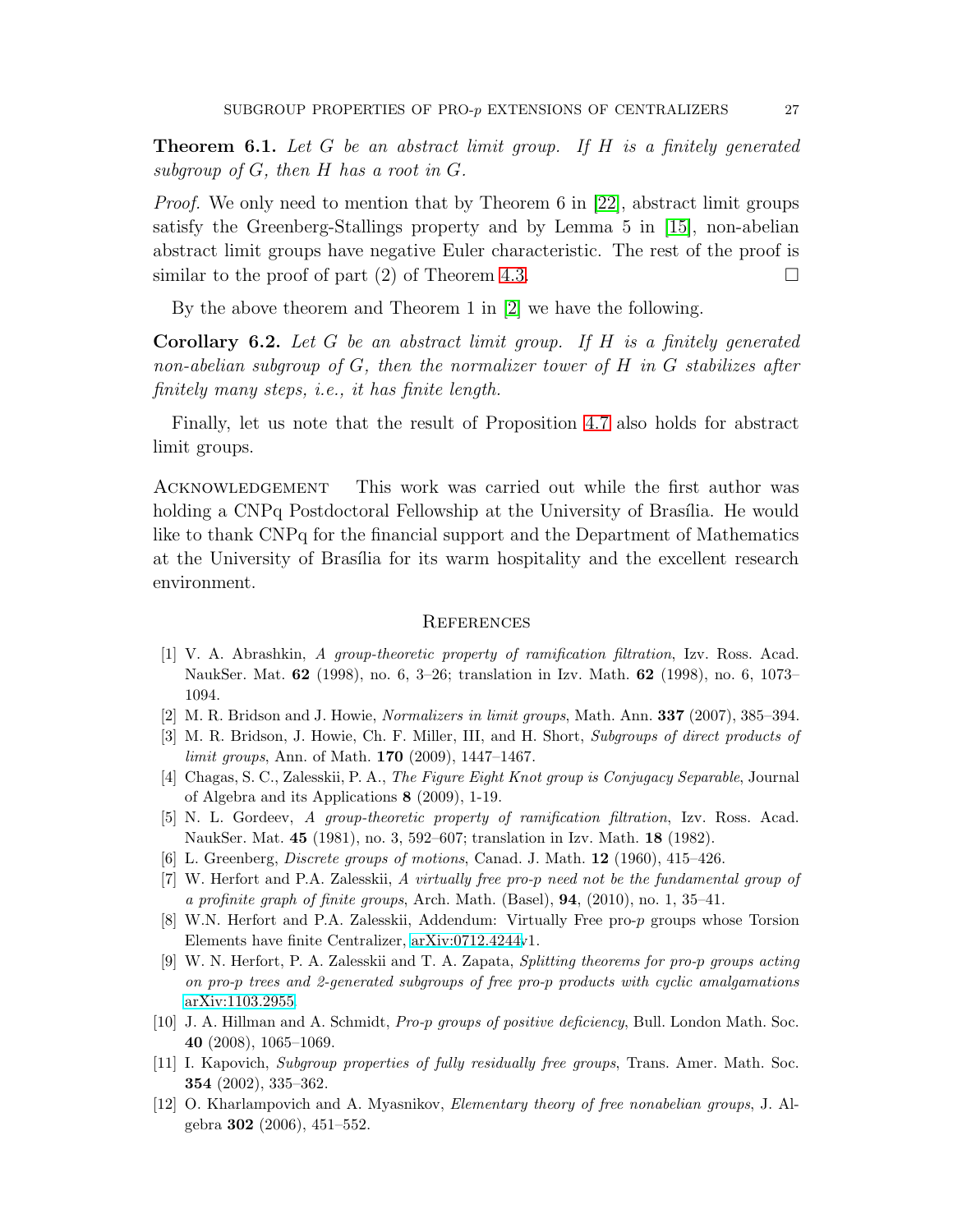**Theorem 6.1.** *Let $G$ be an abstract limit group. If $H$ is a finitely generated subgroup of $G$, then $H$ has a root in $G$.*

*Proof.* We only need to mention that by Theorem 6 in [22], abstract limit groups satisfy the Greenberg-Stallings property and by Lemma 5 in [15], non-abelian abstract limit groups have negative Euler characteristic. The rest of the proof is similar to the proof of part (2) of Theorem 4.3. □

By the above theorem and Theorem 1 in [2] we have the following.

**Corollary 6.2.** *Let $G$ be an abstract limit group. If $H$ is a finitely generated non-abelian subgroup of $G$, then the normalizer tower of $H$ in $G$ stabilizes after finitely many steps, i.e., it has finite length.*

Finally, let us note that the result of Proposition 4.7 also holds for abstract limit groups.

Acknowledgement  This work was carried out while the first author was holding a CNPq Postdoctoral Fellowship at the University of Brasília. He would like to thank CNPq for the financial support and the Department of Mathematics at the University of Brasília for its warm hospitality and the excellent research environment.

## References

[1] V. A. Abrashkin, *A group-theoretic property of ramification filtration*, Izv. Ross. Acad. NaukSer. Mat. **62** (1998), no. 6, 3–26; translation in Izv. Math. **62** (1998), no. 6, 1073–1094.

[2] M. R. Bridson and J. Howie, *Normalizers in limit groups*, Math. Ann. **337** (2007), 385–394.

[3] M. R. Bridson, J. Howie, Ch. F. Miller, III, and H. Short, *Subgroups of direct products of limit groups*, Ann. of Math. **170** (2009), 1447–1467.

[4] Chagas, S. C., Zalesskii, P. A., *The Figure Eight Knot group is Conjugacy Separable*, Journal of Algebra and its Applications **8** (2009), 1-19.

[5] N. L. Gordeev, *A group-theoretic property of ramification filtration*, Izv. Ross. Acad. NaukSer. Mat. **45** (1981), no. 3, 592–607; translation in Izv. Math. **18** (1982).

[6] L. Greenberg, *Discrete groups of motions*, Canad. J. Math. **12** (1960), 415–426.

[7] W. Herfort and P.A. Zalesskii, *A virtually free pro-p need not be the fundamental group of a profinite graph of finite groups*, Arch. Math. (Basel), **94**, (2010), no. 1, 35–41.

[8] W.N. Herfort and P.A. Zalesskii, Addendum: Virtually Free pro-$p$ groups whose Torsion Elements have finite Centralizer, arXiv:0712.4244v1.

[9] W. N. Herfort, P. A. Zalesskii and T. A. Zapata, *Splitting theorems for pro-p groups acting on pro-p trees and 2-generated subgroups of free pro-p products with cyclic amalgamations* arXiv:1103.2955.

[10] J. A. Hillman and A. Schmidt, *Pro-p groups of positive deficiency*, Bull. London Math. Soc. **40** (2008), 1065–1069.

[11] I. Kapovich, *Subgroup properties of fully residually free groups*, Trans. Amer. Math. Soc. **354** (2002), 335–362.

[12] O. Kharlampovich and A. Myasnikov, *Elementary theory of free nonabelian groups*, J. Algebra **302** (2006), 451–552.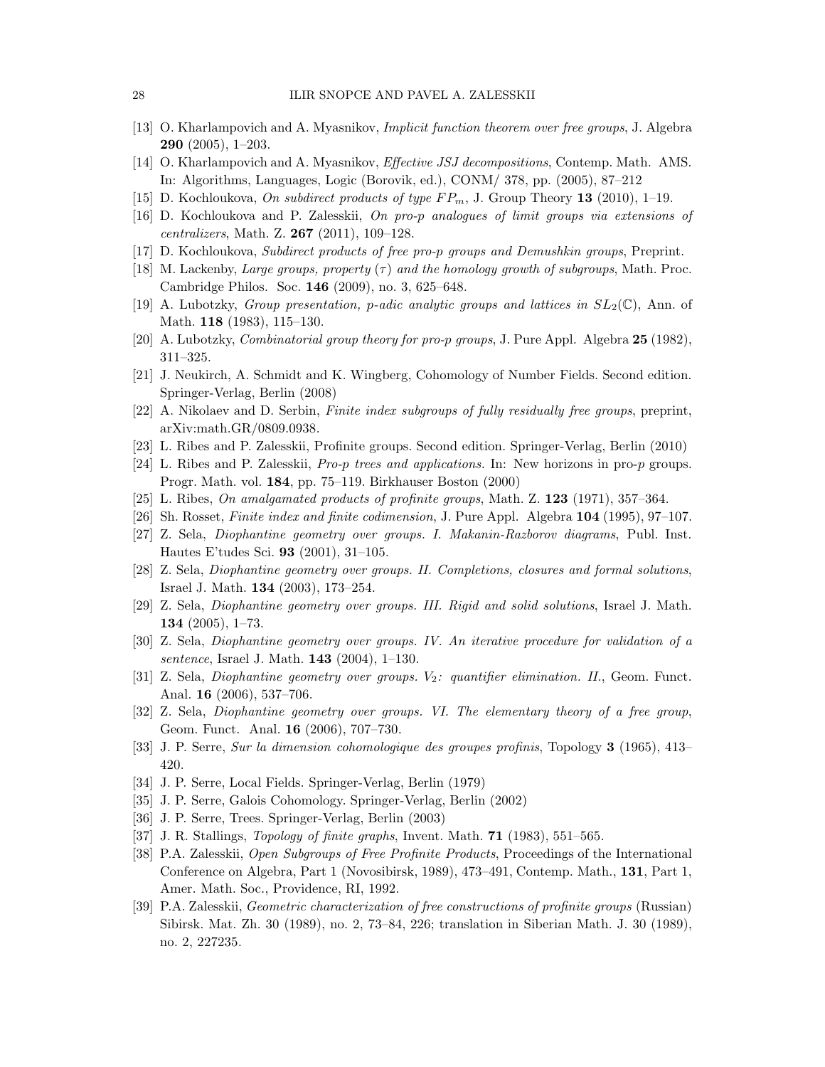- [13] O. Kharlampovich and A. Myasnikov, *Implicit function theorem over free groups*, J. Algebra **290** (2005), 1–203.
- [14] O. Kharlampovich and A. Myasnikov, *Effective JSJ decompositions*, Contemp. Math. AMS. In: Algorithms, Languages, Logic (Borovik, ed.), CONM/ 378, pp. (2005), 87–212
- [15] D. Kochloukova, *On subdirect products of type $FP_m$*, J. Group Theory **13** (2010), 1–19.
- [16] D. Kochloukova and P. Zalesskii, *On pro-p analogues of limit groups via extensions of centralizers*, Math. Z. **267** (2011), 109–128.
- [17] D. Kochloukova, *Subdirect products of free pro-p groups and Demushkin groups*, Preprint.
- [18] M. Lackenby, *Large groups, property $(\tau)$ and the homology growth of subgroups*, Math. Proc. Cambridge Philos. Soc. **146** (2009), no. 3, 625–648.
- [19] A. Lubotzky, *Group presentation, p-adic analytic groups and lattices in $SL_2(\mathbb{C})$*, Ann. of Math. **118** (1983), 115–130.
- [20] A. Lubotzky, *Combinatorial group theory for pro-p groups*, J. Pure Appl. Algebra **25** (1982), 311–325.
- [21] J. Neukirch, A. Schmidt and K. Wingberg, Cohomology of Number Fields. Second edition. Springer-Verlag, Berlin (2008)
- [22] A. Nikolaev and D. Serbin, *Finite index subgroups of fully residually free groups*, preprint, arXiv:math.GR/0809.0938.
- [23] L. Ribes and P. Zalesskii, Profinite groups. Second edition. Springer-Verlag, Berlin (2010)
- [24] L. Ribes and P. Zalesskii, *Pro-p trees and applications.* In: New horizons in pro-$p$ groups. Progr. Math. vol. **184**, pp. 75–119. Birkhauser Boston (2000)
- [25] L. Ribes, *On amalgamated products of profinite groups*, Math. Z. **123** (1971), 357–364.
- [26] Sh. Rosset, *Finite index and finite codimension*, J. Pure Appl. Algebra **104** (1995), 97–107.
- [27] Z. Sela, *Diophantine geometry over groups. I. Makanin-Razborov diagrams*, Publ. Inst. Hautes E'tudes Sci. **93** (2001), 31–105.
- [28] Z. Sela, *Diophantine geometry over groups. II. Completions, closures and formal solutions*, Israel J. Math. **134** (2003), 173–254.
- [29] Z. Sela, *Diophantine geometry over groups. III. Rigid and solid solutions*, Israel J. Math. **134** (2005), 1–73.
- [30] Z. Sela, *Diophantine geometry over groups. IV. An iterative procedure for validation of a sentence*, Israel J. Math. **143** (2004), 1–130.
- [31] Z. Sela, *Diophantine geometry over groups. $V_2$: quantifier elimination. II.*, Geom. Funct. Anal. **16** (2006), 537–706.
- [32] Z. Sela, *Diophantine geometry over groups. VI. The elementary theory of a free group*, Geom. Funct. Anal. **16** (2006), 707–730.
- [33] J. P. Serre, *Sur la dimension cohomologique des groupes profinis*, Topology **3** (1965), 413–420.
- [34] J. P. Serre, Local Fields. Springer-Verlag, Berlin (1979)
- [35] J. P. Serre, Galois Cohomology. Springer-Verlag, Berlin (2002)
- [36] J. P. Serre, Trees. Springer-Verlag, Berlin (2003)
- [37] J. R. Stallings, *Topology of finite graphs*, Invent. Math. **71** (1983), 551–565.
- [38] P.A. Zalesskii, *Open Subgroups of Free Profinite Products*, Proceedings of the International Conference on Algebra, Part 1 (Novosibirsk, 1989), 473–491, Contemp. Math., **131**, Part 1, Amer. Math. Soc., Providence, RI, 1992.
- [39] P.A. Zalesskii, *Geometric characterization of free constructions of profinite groups* (Russian) Sibirsk. Mat. Zh. 30 (1989), no. 2, 73–84, 226; translation in Siberian Math. J. 30 (1989), no. 2, 227235.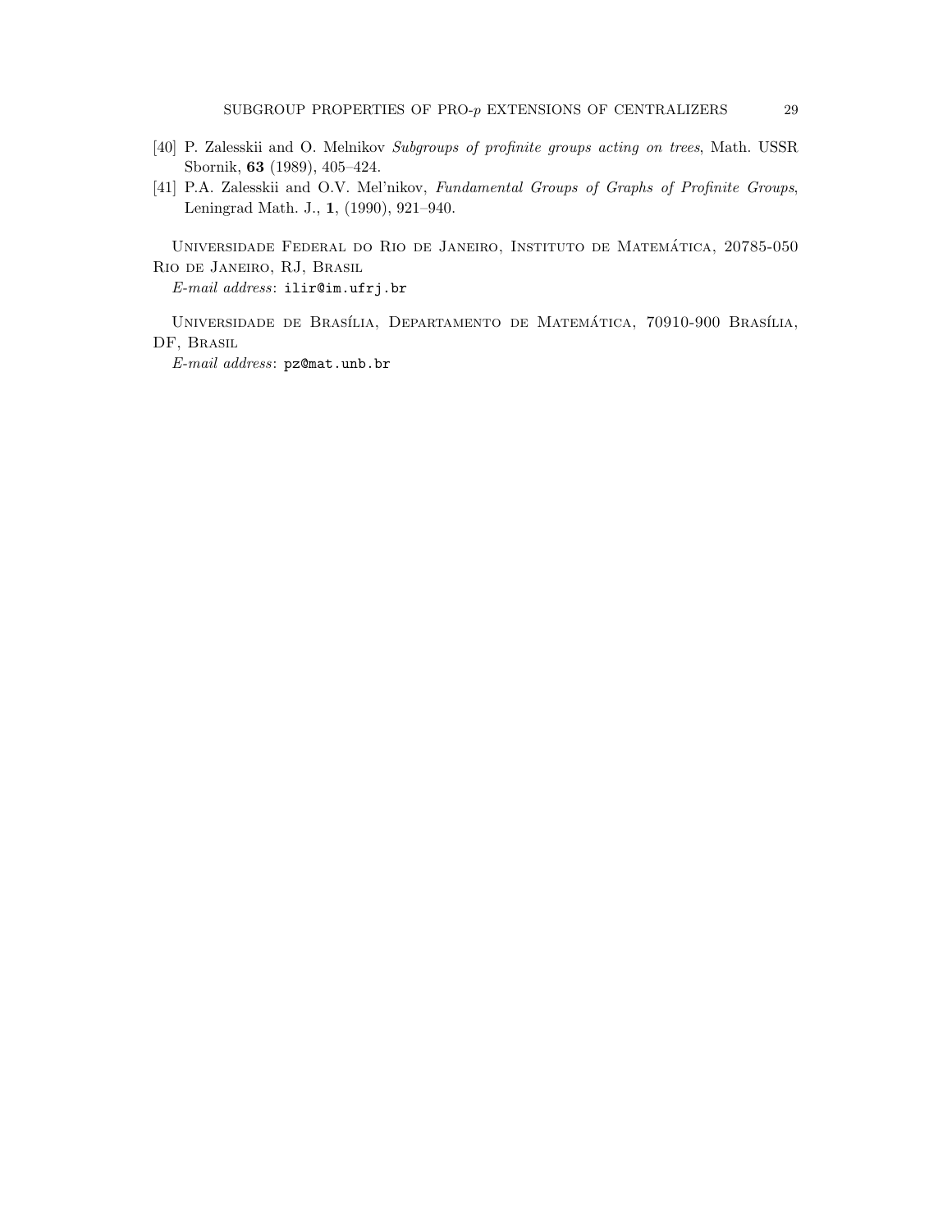[40] P. Zalesskii and O. Melnikov *Subgroups of profinite groups acting on trees*, Math. USSR Sbornik, **63** (1989), 405–424.

[41] P.A. Zalesskii and O.V. Mel'nikov, *Fundamental Groups of Graphs of Profinite Groups*, Leningrad Math. J., **1**, (1990), 921–940.

Universidade Federal do Rio de Janeiro, Instituto de Matemática, 20785-050 Rio de Janeiro, RJ, Brasil

*E-mail address*: `ilir@im.ufrj.br`

Universidade de Brasília, Departamento de Matemática, 70910-900 Brasília, DF, Brasil

*E-mail address*: `pz@mat.unb.br`